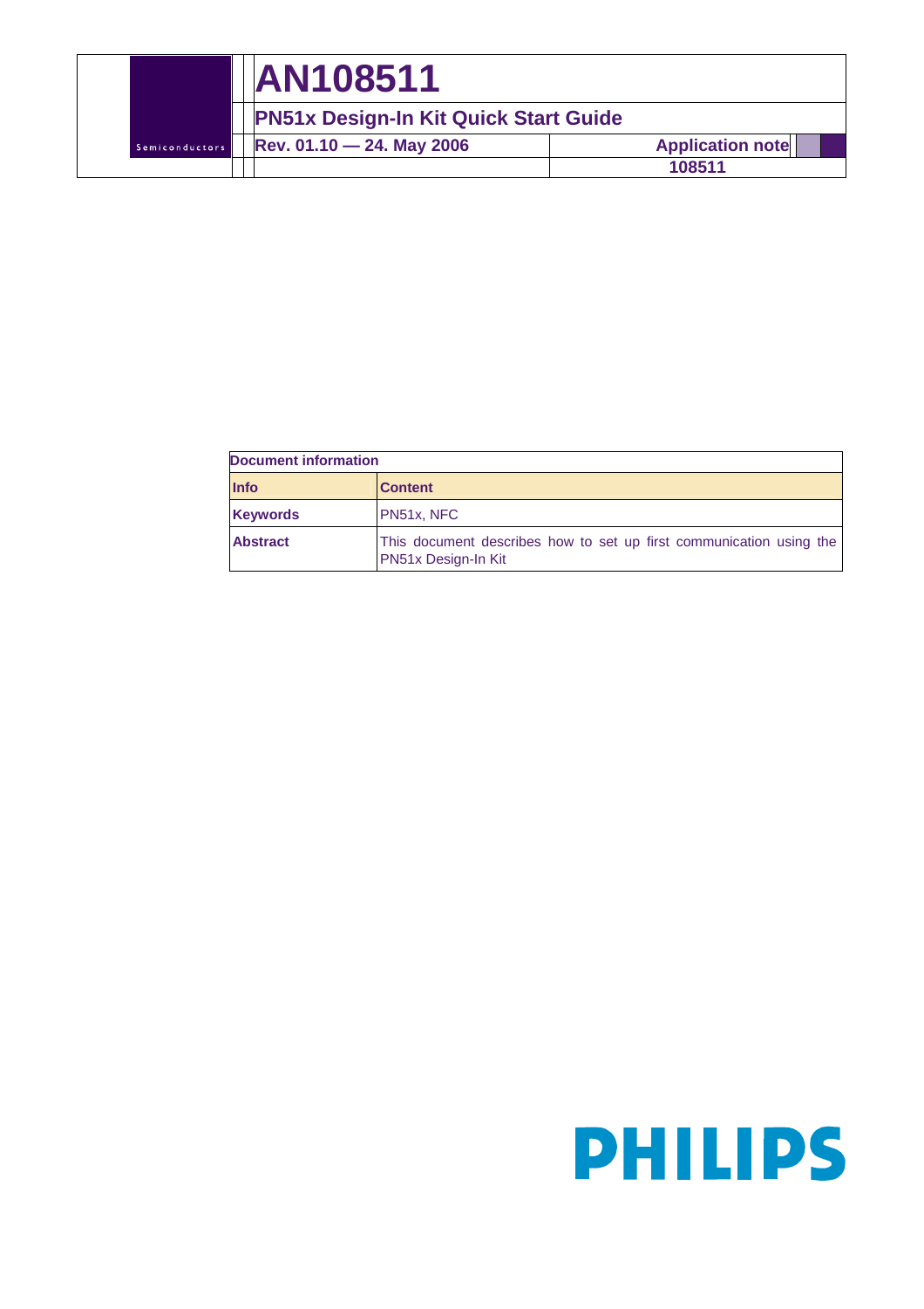# AN108511

## PN51x Design-In Kit Quick Start Guide

Rev. 01.10 — 24. May 2006

Application note

108511

| Document information | |
|---|---|
| **Info** | **Content** |
| **Keywords** | PN51x, NFC |
| **Abstract** | This document describes how to set up first communication using the PN51x Design-In Kit |

PHILIPS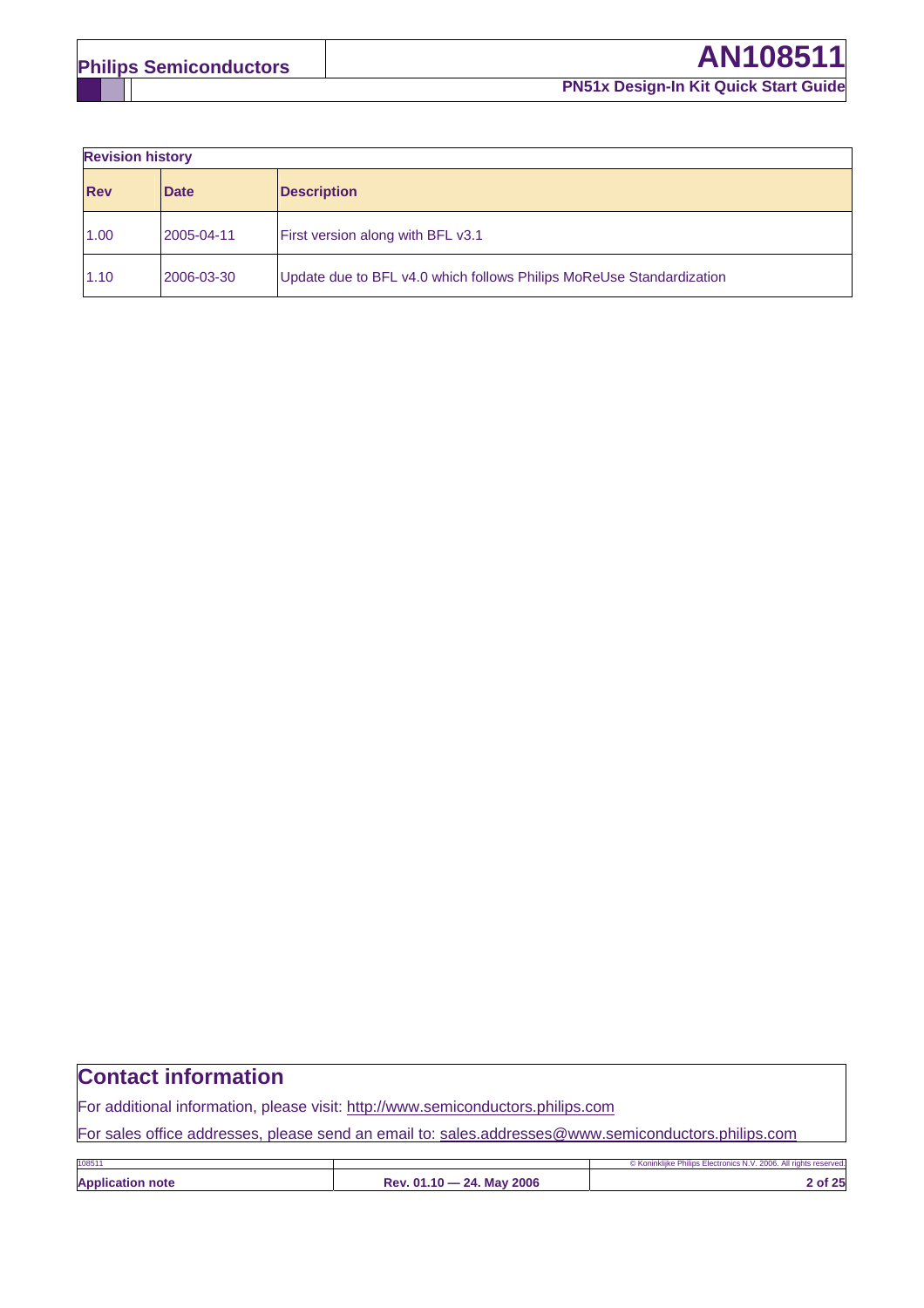**Revision history**

| Rev | Date | Description |
|---|---|---|
| 1.00 | 2005-04-11 | First version along with BFL v3.1 |
| 1.10 | 2006-03-30 | Update due to BFL v4.0 which follows Philips MoReUse Standardization |

## Contact information

For additional information, please visit: http://www.semiconductors.philips.com

For sales office addresses, please send an email to: sales.addresses@www.semiconductors.philips.com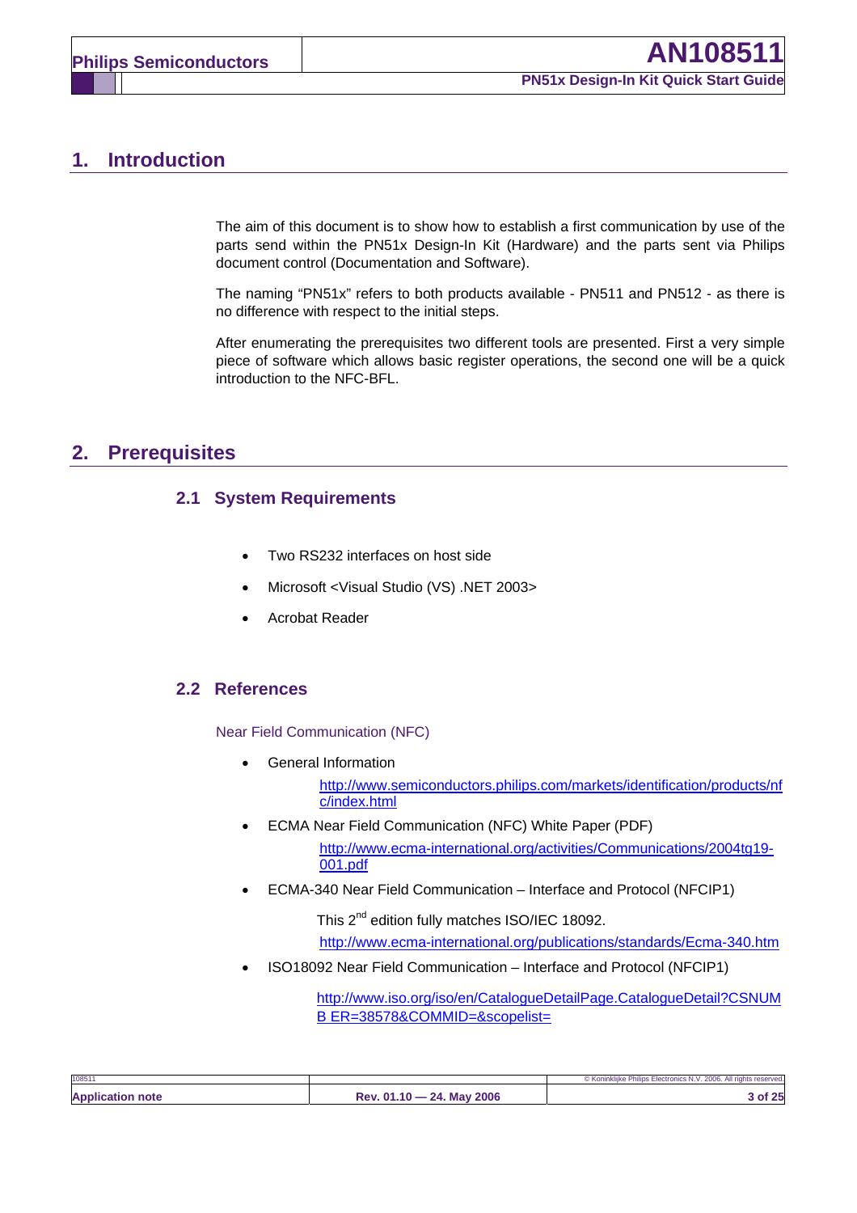# 1. Introduction

The aim of this document is to show how to establish a first communication by use of the parts send within the PN51x Design-In Kit (Hardware) and the parts sent via Philips document control (Documentation and Software).

The naming “PN51x” refers to both products available - PN511 and PN512 - as there is no difference with respect to the initial steps.

After enumerating the prerequisites two different tools are presented. First a very simple piece of software which allows basic register operations, the second one will be a quick introduction to the NFC-BFL.

# 2. Prerequisites

## 2.1 System Requirements

- Two RS232 interfaces on host side
- Microsoft <Visual Studio (VS) .NET 2003>
- Acrobat Reader

## 2.2 References

Near Field Communication (NFC)

- General Information

  http://www.semiconductors.philips.com/markets/identification/products/nfc/index.html

- ECMA Near Field Communication (NFC) White Paper (PDF)

  http://www.ecma-international.org/activities/Communications/2004tg19-001.pdf

- ECMA-340 Near Field Communication – Interface and Protocol (NFCIP1)

  This 2nd edition fully matches ISO/IEC 18092.

  http://www.ecma-international.org/publications/standards/Ecma-340.htm

- ISO18092 Near Field Communication – Interface and Protocol (NFCIP1)

  http://www.iso.org/iso/en/CatalogueDetailPage.CatalogueDetail?CSNUMB ER=38578&COMMID=&scopelist=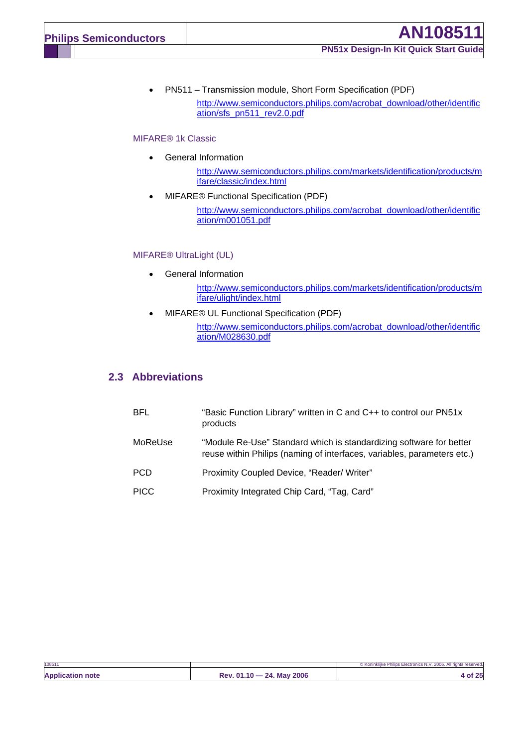- PN511 – Transmission module, Short Form Specification (PDF)

  http://www.semiconductors.philips.com/acrobat_download/other/identification/sfs_pn511_rev2.0.pdf

MIFARE® 1k Classic

- General Information

  http://www.semiconductors.philips.com/markets/identification/products/mifare/classic/index.html

- MIFARE® Functional Specification (PDF)

  http://www.semiconductors.philips.com/acrobat_download/other/identification/m001051.pdf

MIFARE® UltraLight (UL)

- General Information

  http://www.semiconductors.philips.com/markets/identification/products/mifare/ulight/index.html

- MIFARE® UL Functional Specification (PDF)

  http://www.semiconductors.philips.com/acrobat_download/other/identification/M028630.pdf

## 2.3 Abbreviations

| | |
|---|---|
| BFL | "Basic Function Library" written in C and C++ to control our PN51x products |
| MoReUse | "Module Re-Use" Standard which is standardizing software for better reuse within Philips (naming of interfaces, variables, parameters etc.) |
| PCD | Proximity Coupled Device, "Reader/ Writer" |
| PICC | Proximity Integrated Chip Card, "Tag, Card" |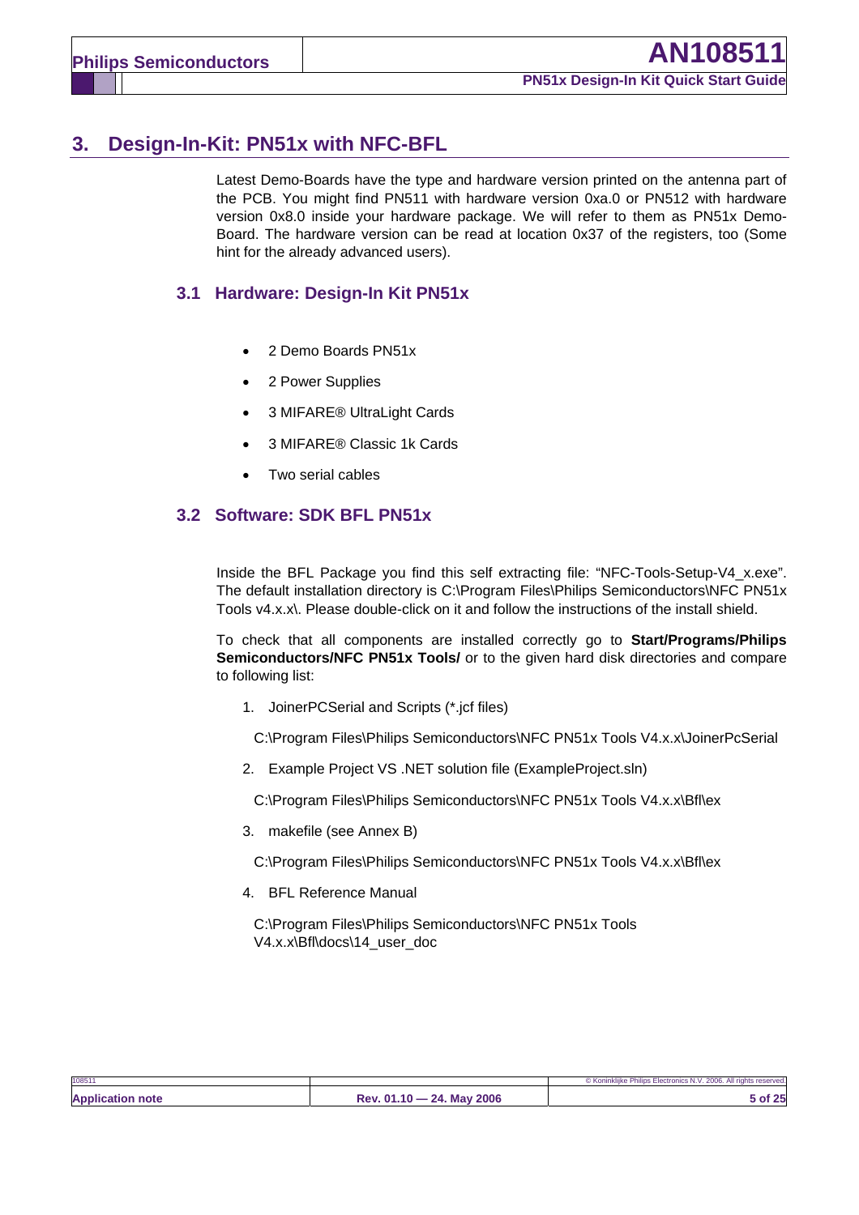# 3. Design-In-Kit: PN51x with NFC-BFL

Latest Demo-Boards have the type and hardware version printed on the antenna part of the PCB. You might find PN511 with hardware version 0xa.0 or PN512 with hardware version 0x8.0 inside your hardware package. We will refer to them as PN51x Demo-Board. The hardware version can be read at location 0x37 of the registers, too (Some hint for the already advanced users).

## 3.1 Hardware: Design-In Kit PN51x

- 2 Demo Boards PN51x
- 2 Power Supplies
- 3 MIFARE® UltraLight Cards
- 3 MIFARE® Classic 1k Cards
- Two serial cables

## 3.2 Software: SDK BFL PN51x

Inside the BFL Package you find this self extracting file: "NFC-Tools-Setup-V4_x.exe". The default installation directory is C:\Program Files\Philips Semiconductors\NFC PN51x Tools v4.x.x\. Please double-click on it and follow the instructions of the install shield.

To check that all components are installed correctly go to **Start/Programs/Philips Semiconductors/NFC PN51x Tools/** or to the given hard disk directories and compare to following list:

1. JoinerPCSerial and Scripts (*.jcf files)

   C:\Program Files\Philips Semiconductors\NFC PN51x Tools V4.x.x\JoinerPcSerial

2. Example Project VS .NET solution file (ExampleProject.sln)

   C:\Program Files\Philips Semiconductors\NFC PN51x Tools V4.x.x\Bfl\ex

3. makefile (see Annex B)

   C:\Program Files\Philips Semiconductors\NFC PN51x Tools V4.x.x\Bfl\ex

4. BFL Reference Manual

   C:\Program Files\Philips Semiconductors\NFC PN51x Tools V4.x.x\Bfl\docs\14_user_doc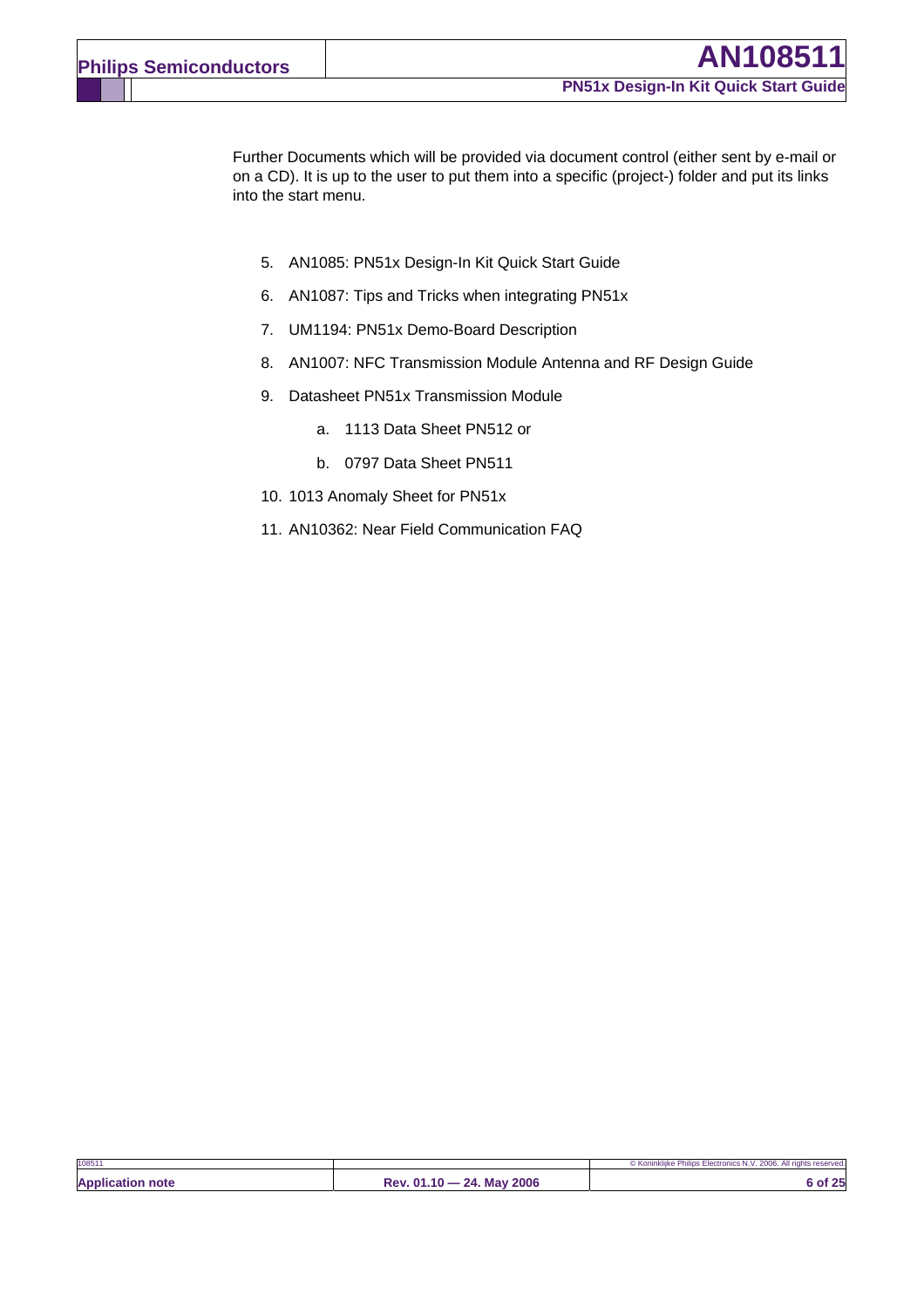Further Documents which will be provided via document control (either sent by e-mail or on a CD). It is up to the user to put them into a specific (project-) folder and put its links into the start menu.

5. AN1085: PN51x Design-In Kit Quick Start Guide
6. AN1087: Tips and Tricks when integrating PN51x
7. UM1194: PN51x Demo-Board Description
8. AN1007: NFC Transmission Module Antenna and RF Design Guide
9. Datasheet PN51x Transmission Module
    a. 1113 Data Sheet PN512 or
    b. 0797 Data Sheet PN511
10. 1013 Anomaly Sheet for PN51x
11. AN10362: Near Field Communication FAQ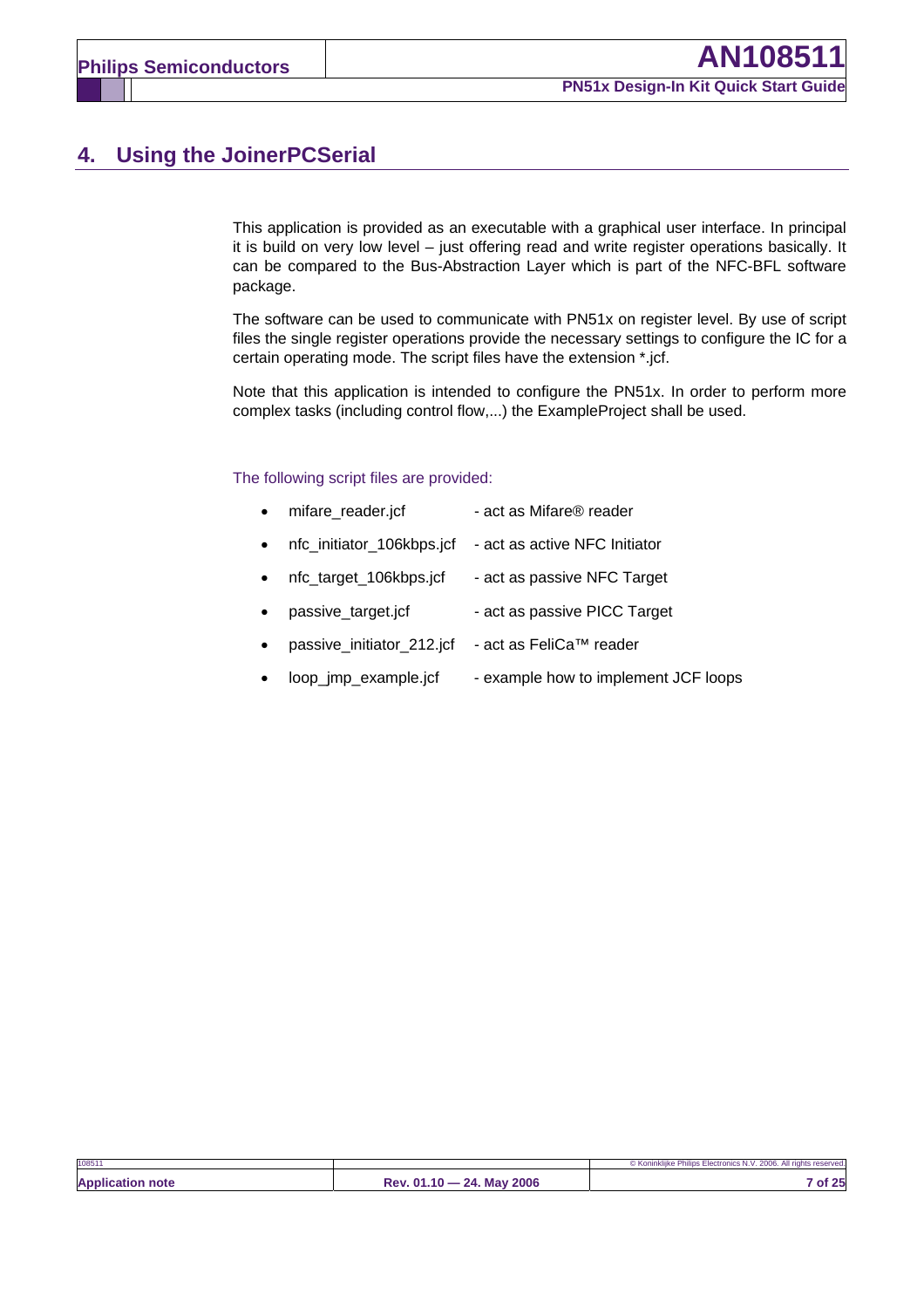# 4. Using the JoinerPCSerial

This application is provided as an executable with a graphical user interface. In principal it is build on very low level – just offering read and write register operations basically. It can be compared to the Bus-Abstraction Layer which is part of the NFC-BFL software package.

The software can be used to communicate with PN51x on register level. By use of script files the single register operations provide the necessary settings to configure the IC for a certain operating mode. The script files have the extension *.jcf.

Note that this application is intended to configure the PN51x. In order to perform more complex tasks (including control flow,...) the ExampleProject shall be used.

The following script files are provided:

- mifare_reader.jcf - act as Mifare® reader
- nfc_initiator_106kbps.jcf - act as active NFC Initiator
- nfc_target_106kbps.jcf - act as passive NFC Target
- passive_target.jcf - act as passive PICC Target
- passive_initiator_212.jcf - act as FeliCa™ reader
- loop_jmp_example.jcf - example how to implement JCF loops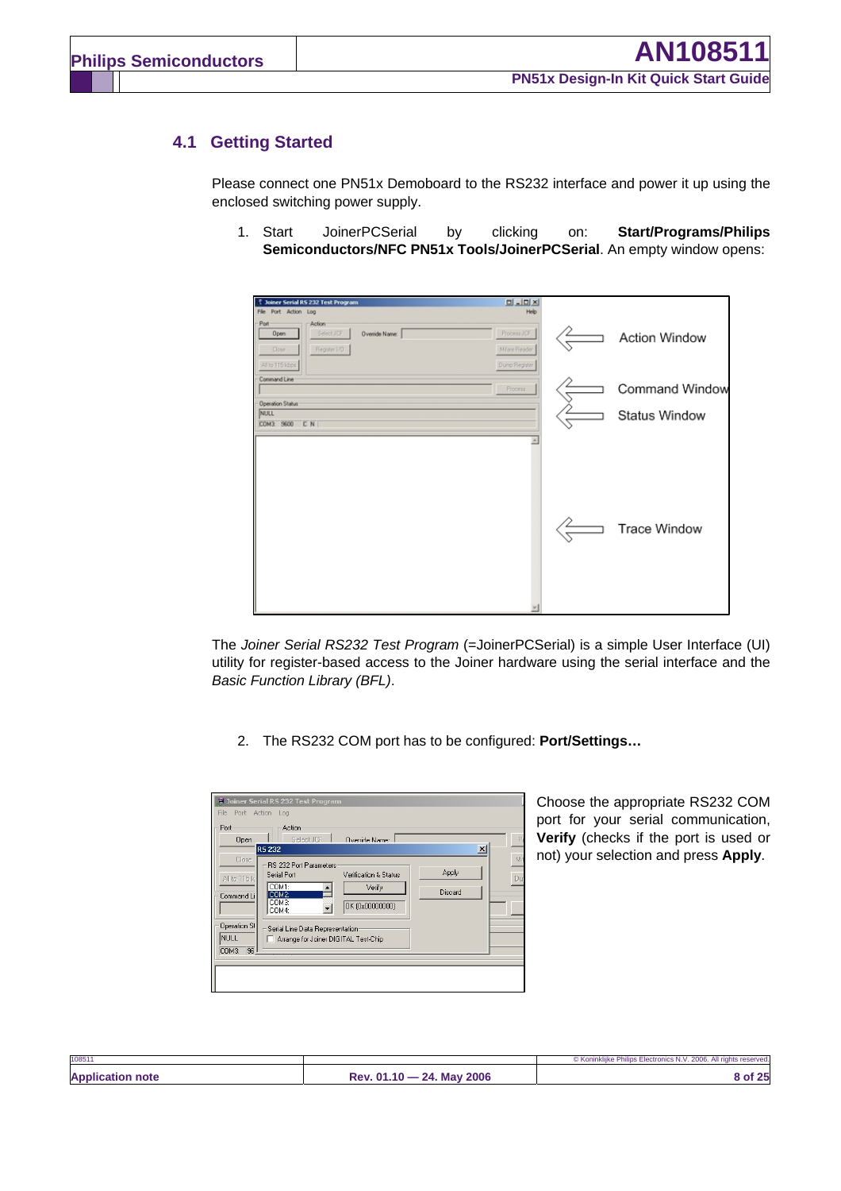## 4.1 Getting Started

Please connect one PN51x Demoboard to the RS232 interface and power it up using the enclosed switching power supply.

1. Start JoinerPCSerial by clicking on: **Start/Programs/Philips Semiconductors/NFC PN51x Tools/JoinerPCSerial**. An empty window opens:

The *Joiner Serial RS232 Test Program* (=JoinerPCSerial) is a simple User Interface (UI) utility for register-based access to the Joiner hardware using the serial interface and the *Basic Function Library (BFL)*.

2. The RS232 COM port has to be configured: **Port/Settings…**

Choose the appropriate RS232 COM port for your serial communication, **Verify** (checks if the port is used or not) your selection and press **Apply**.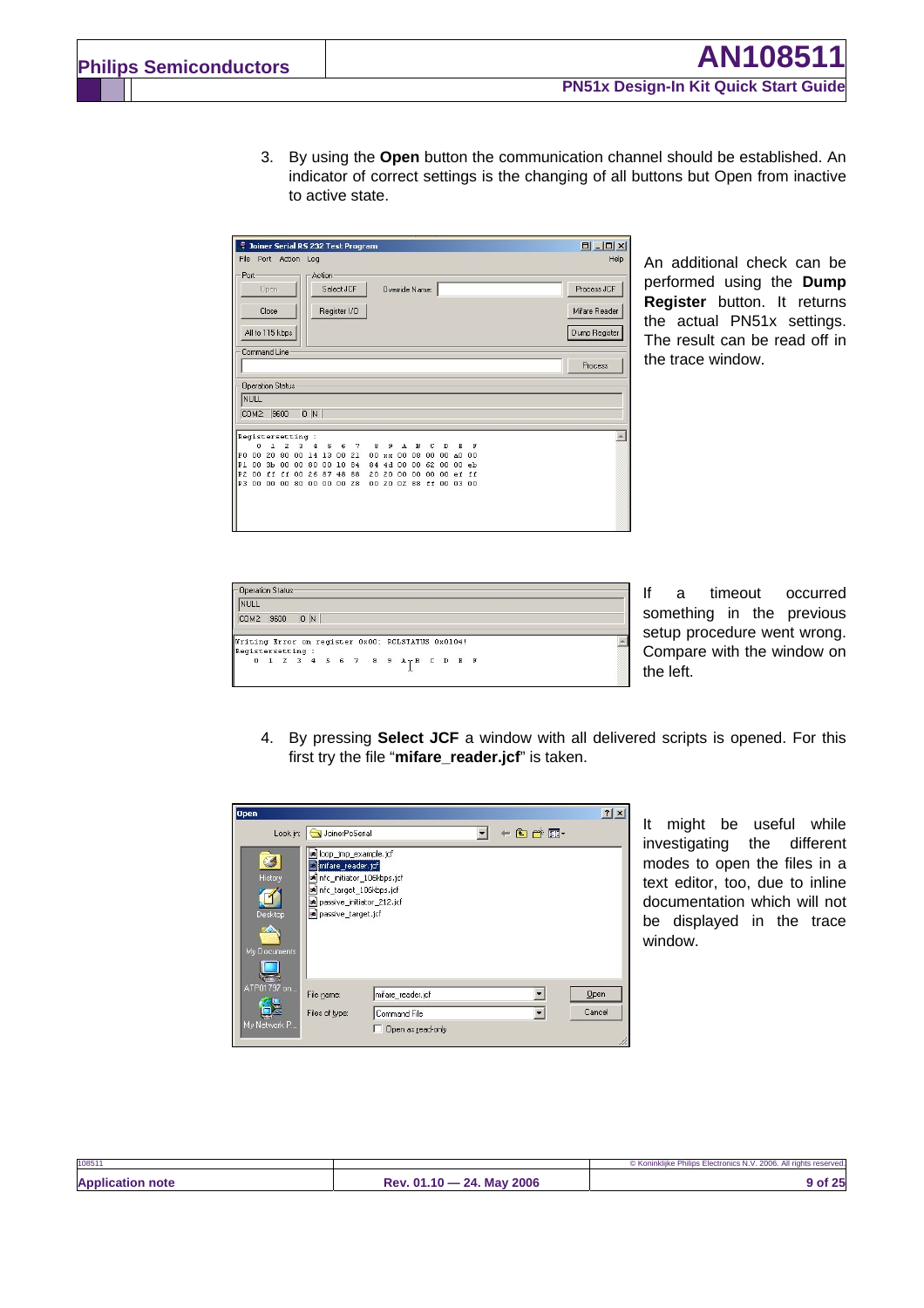3. By using the **Open** button the communication channel should be established. An indicator of correct settings is the changing of all buttons but Open from inactive to active state.

An additional check can be performed using the **Dump Register** button. It returns the actual PN51x settings. The result can be read off in the trace window.

If a timeout occurred something in the previous setup procedure went wrong. Compare with the window on the left.

4. By pressing **Select JCF** a window with all delivered scripts is opened. For this first try the file "**mifare_reader.jcf**" is taken.

It might be useful while investigating the different modes to open the files in a text editor, too, due to inline documentation which will not be displayed in the trace window.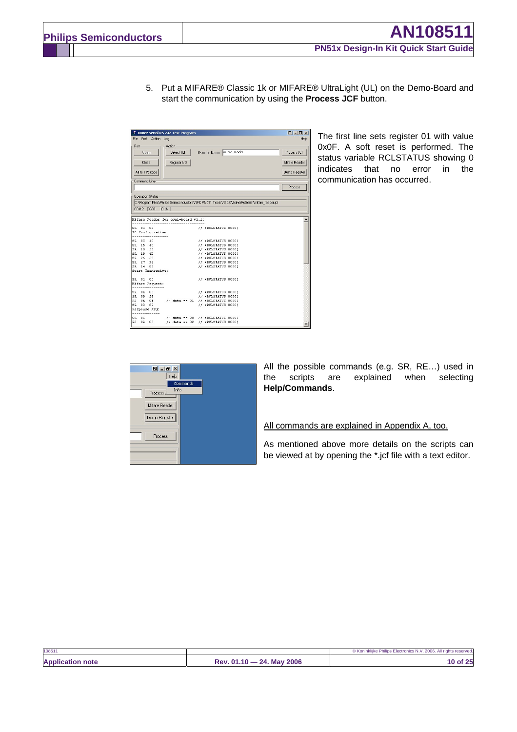5. Put a MIFARE® Classic 1k or MIFARE® UltraLight (UL) on the Demo-Board and start the communication by using the **Process JCF** button.

The first line sets register 01 with value 0x0F. A soft reset is performed. The status variable RCLSTATUS showing 0 indicates that no error in the communication has occurred.

All the possible commands (e.g. SR, RE…) used in the scripts are explained when selecting **Help/Commands**.

All commands are explained in Appendix A, too.

As mentioned above more details on the scripts can be viewed at by opening the *.jcf file with a text editor.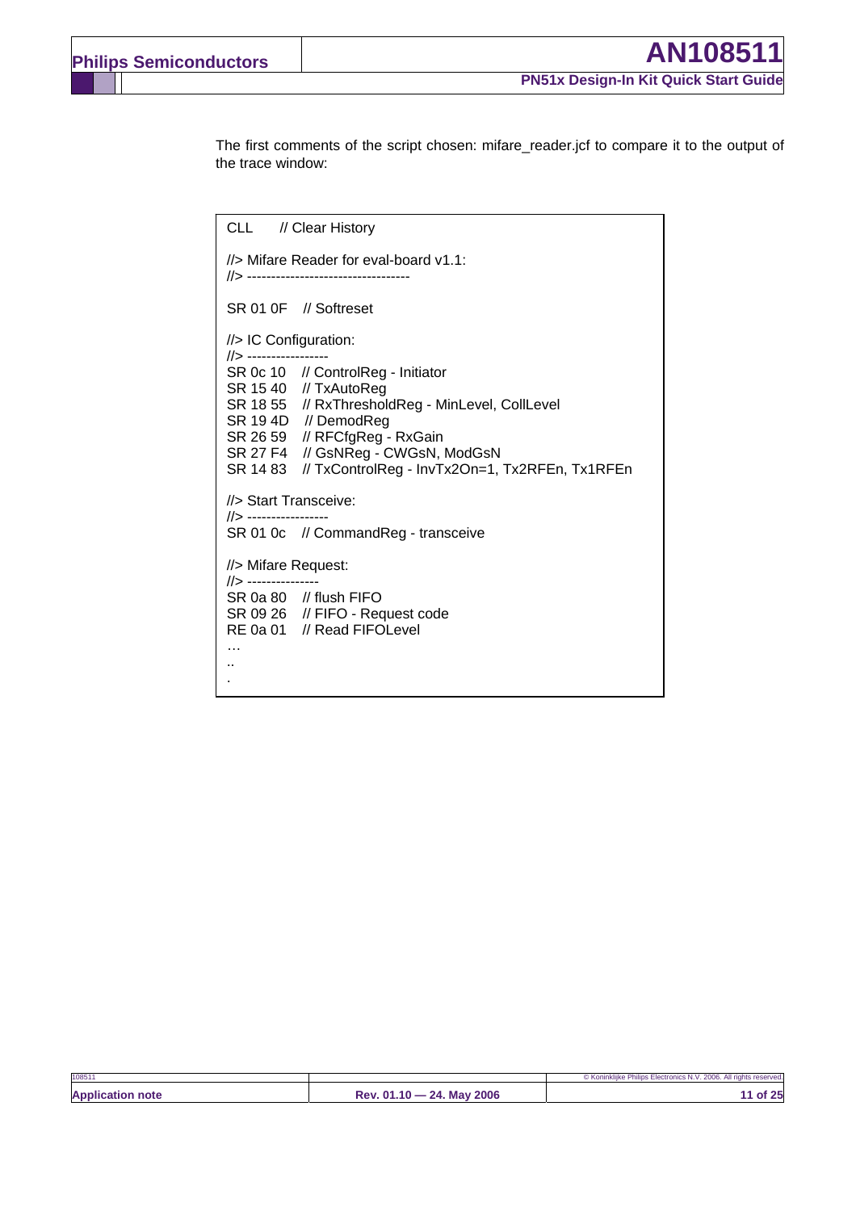The first comments of the script chosen: mifare_reader.jcf to compare it to the output of the trace window:

```
CLL    // Clear History

//> Mifare Reader for eval-board v1.1:
//> ----------------------------------

SR 01 0F   // Softreset

//> IC Configuration:
//> -----------------
SR 0c 10   // ControlReg - Initiator
SR 15 40   // TxAutoReg
SR 18 55   // RxThresholdReg - MinLevel, CollLevel
SR 19 4D   // DemodReg
SR 26 59   // RFCfgReg - RxGain
SR 27 F4   // GsNReg - CWGsN, ModGsN
SR 14 83   // TxControlReg - InvTx2On=1, Tx2RFEn, Tx1RFEn

//> Start Transceive:
//> -----------------
SR 01 0c   // CommandReg - transceive

//> Mifare Request:
//> ---------------
SR 0a 80   // flush FIFO
SR 09 26   // FIFO - Request code
RE 0a 01   // Read FIFOLevel
…
..
.
```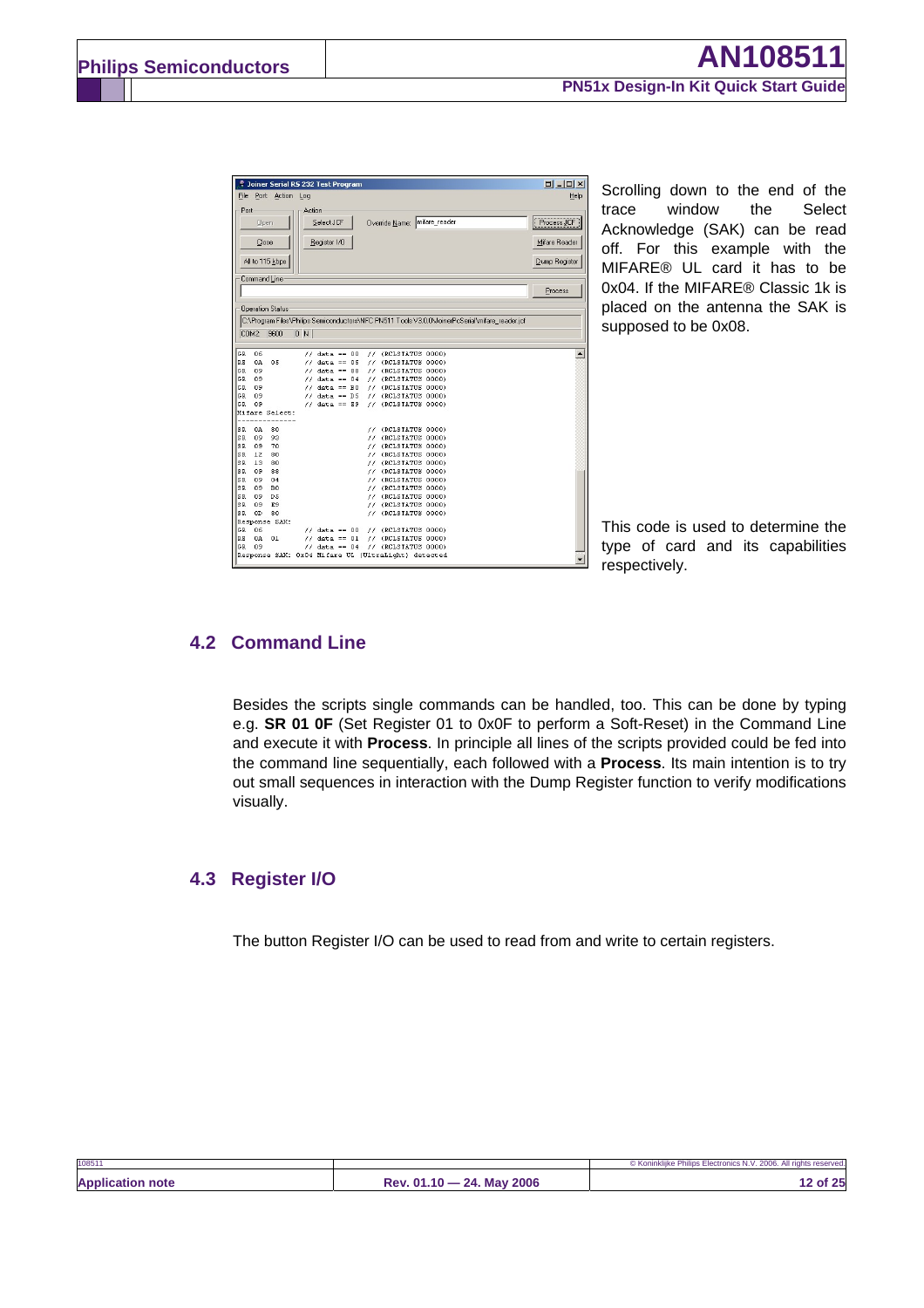Scrolling down to the end of the trace window the Select Acknowledge (SAK) can be read off. For this example with the MIFARE® UL card it has to be 0x04. If the MIFARE® Classic 1k is placed on the antenna the SAK is supposed to be 0x08.

This code is used to determine the type of card and its capabilities respectively.

## 4.2 Command Line

Besides the scripts single commands can be handled, too. This can be done by typing e.g. **SR 01 0F** (Set Register 01 to 0x0F to perform a Soft-Reset) in the Command Line and execute it with **Process**. In principle all lines of the scripts provided could be fed into the command line sequentially, each followed with a **Process**. Its main intention is to try out small sequences in interaction with the Dump Register function to verify modifications visually.

## 4.3 Register I/O

The button Register I/O can be used to read from and write to certain registers.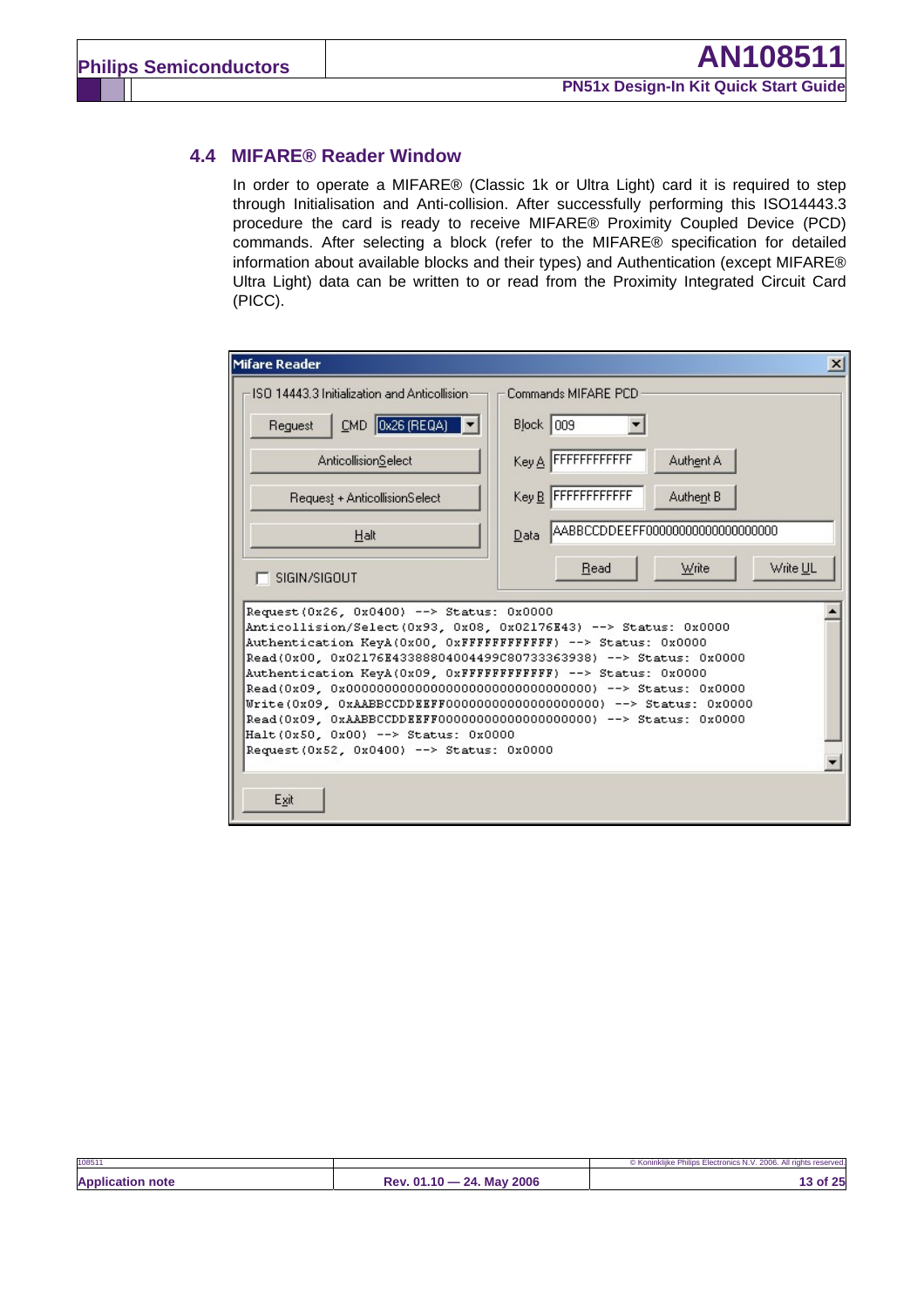## 4.4 MIFARE® Reader Window

In order to operate a MIFARE® (Classic 1k or Ultra Light) card it is required to step through Initialisation and Anti-collision. After successfully performing this ISO14443.3 procedure the card is ready to receive MIFARE® Proximity Coupled Device (PCD) commands. After selecting a block (refer to the MIFARE® specification for detailed information about available blocks and their types) and Authentication (except MIFARE® Ultra Light) data can be written to or read from the Proximity Integrated Circuit Card (PICC).

Mifare Reader

ISO 14443.3 Initialization and Anticollision

Request | CMD 0x26 (REQA)

AnticollisionSelect

Request + AnticollisionSelect

Halt

SIGIN/SIGOUT

Commands MIFARE PCD

Block 009

Key A FFFFFFFFFFFF | Authent A

Key B FFFFFFFFFFFF | Authent B

Data AABBCCDDEEFF00000000000000000000

Read | Write | Write UL

```
Request(0x26, 0x0400) --> Status: 0x0000
Anticollision/Select(0x93, 0x08, 0x02176E43) --> Status: 0x0000
Authentication KeyA(0x00, 0xFFFFFFFFFFFF) --> Status: 0x0000
Read(0x00, 0x02176E43388804004499C80733363938) --> Status: 0x0000
Authentication KeyA(0x09, 0xFFFFFFFFFFFF) --> Status: 0x0000
Read(0x09, 0x00000000000000000000000000000000) --> Status: 0x0000
Write(0x09, 0xAABBCCDDEEFF00000000000000000000) --> Status: 0x0000
Read(0x09, 0xAABBCCDDEEFF00000000000000000000) --> Status: 0x0000
Halt(0x50, 0x00) --> Status: 0x0000
Request(0x52, 0x0400) --> Status: 0x0000
```

Exit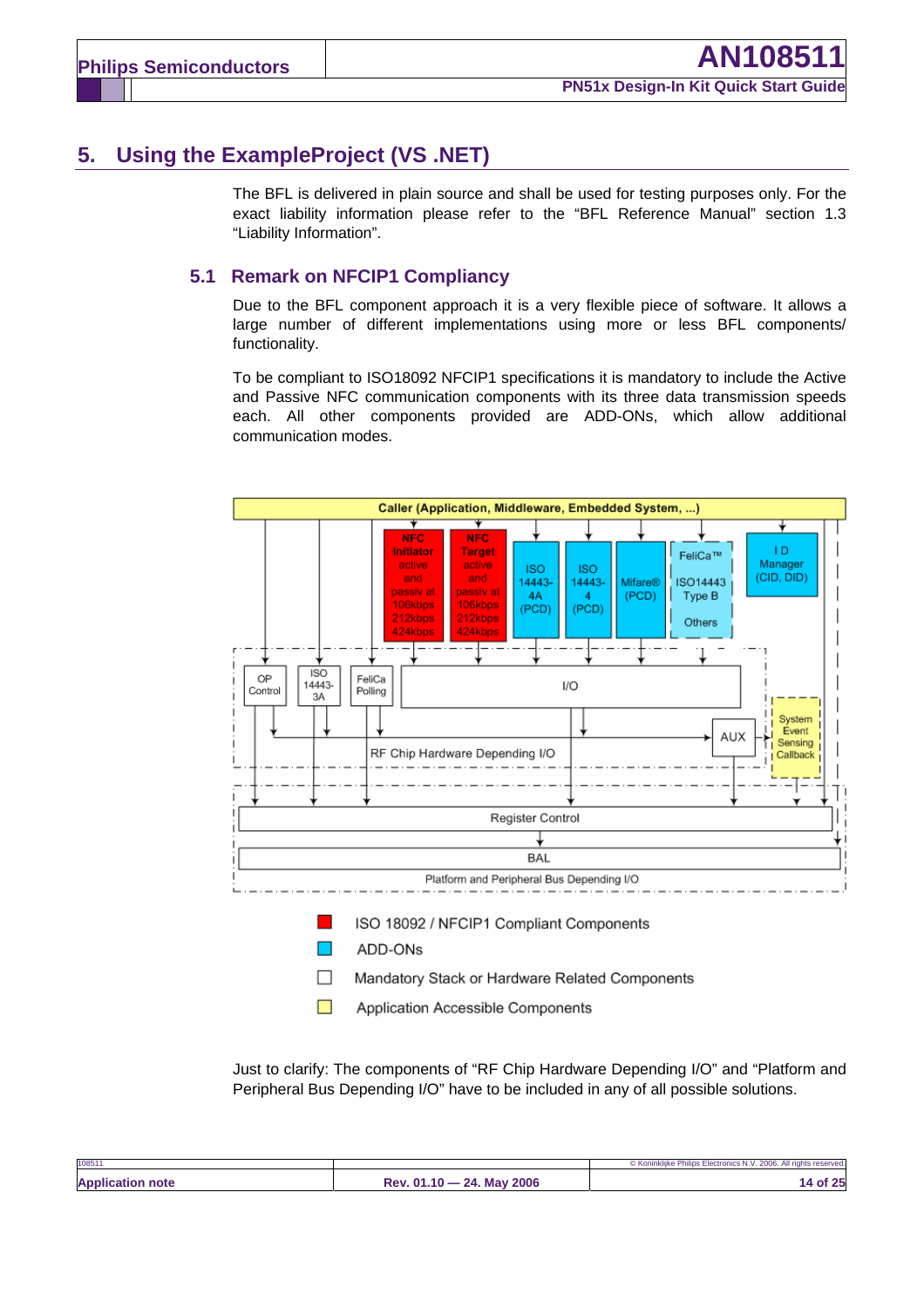## 5. Using the ExampleProject (VS .NET)

The BFL is delivered in plain source and shall be used for testing purposes only. For the exact liability information please refer to the "BFL Reference Manual" section 1.3 "Liability Information".

### 5.1 Remark on NFCIP1 Compliancy

Due to the BFL component approach it is a very flexible piece of software. It allows a large number of different implementations using more or less BFL components/ functionality.

To be compliant to ISO18092 NFCIP1 specifications it is mandatory to include the Active and Passive NFC communication components with its three data transmission speeds each. All other components provided are ADD-ONs, which allow additional communication modes.

Caller (Application, Middleware, Embedded System, ...)

NFC Initiator active and passiv at 106kbps 212kbps 424kbps

NFC Target active and passiv at 106kbps 212kbps 424kbps

ISO 14443-4A (PCD)

ISO 14443-4 (PCD)

Mifare® (PCD)

FeliCa™ ISO14443 Type B Others

I D Manager (CID, DID)

OP Control

ISO 14443-3A

FeliCa Polling

I/O

AUX

System Event Sensing Callback

RF Chip Hardware Depending I/O

Register Control

BAL

Platform and Peripheral Bus Depending I/O

- ISO 18092 / NFCIP1 Compliant Components
- ADD-ONs
- Mandatory Stack or Hardware Related Components
- Application Accessible Components

Just to clarify: The components of "RF Chip Hardware Depending I/O" and "Platform and Peripheral Bus Depending I/O" have to be included in any of all possible solutions.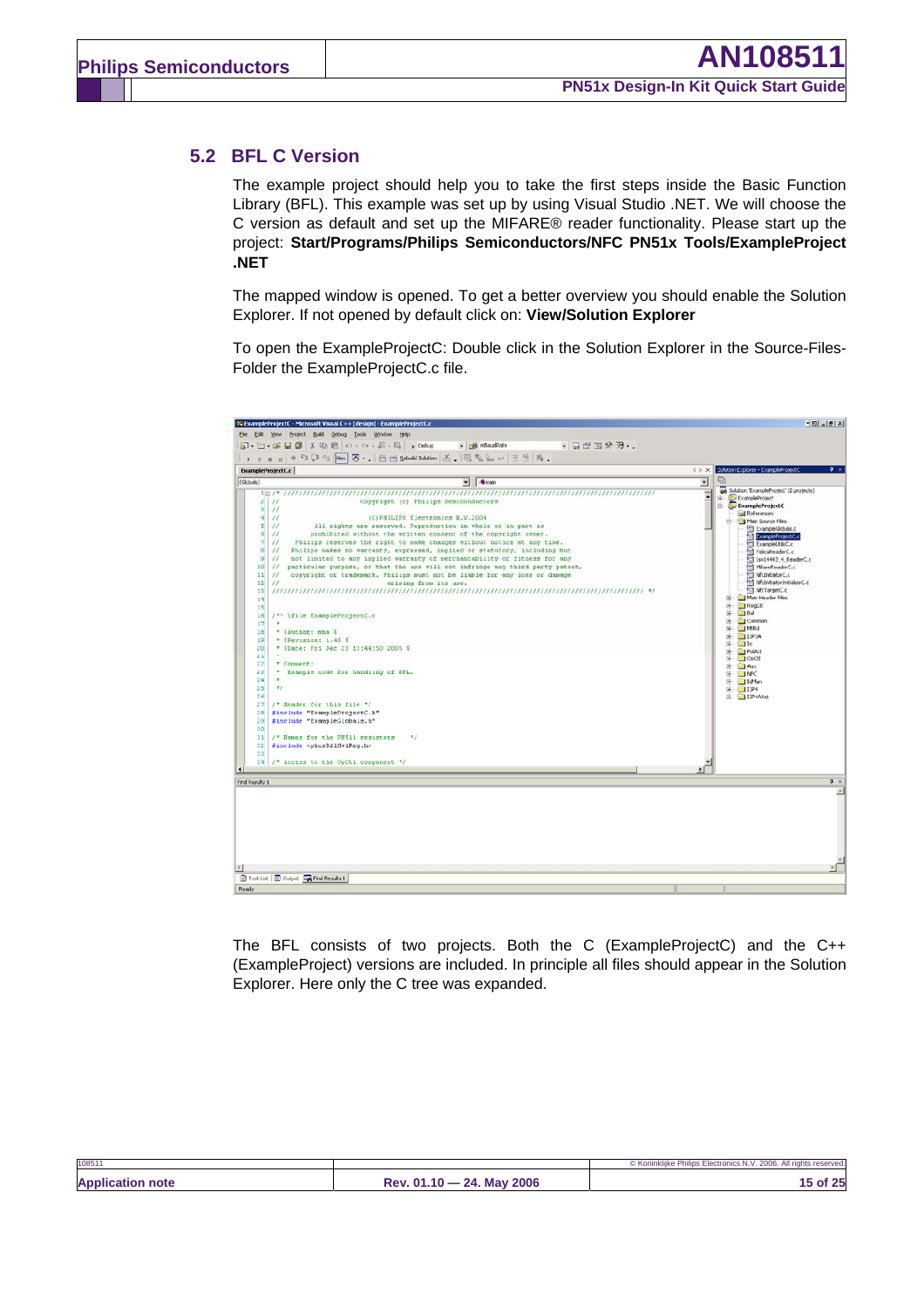## 5.2 BFL C Version

The example project should help you to take the first steps inside the Basic Function Library (BFL). This example was set up by using Visual Studio .NET. We will choose the C version as default and set up the MIFARE® reader functionality. Please start up the project: **Start/Programs/Philips Semiconductors/NFC PN51x Tools/ExampleProject .NET**

The mapped window is opened. To get a better overview you should enable the Solution Explorer. If not opened by default click on: **View/Solution Explorer**

To open the ExampleProjectC: Double click in the Solution Explorer in the Source-Files-Folder the ExampleProjectC.c file.

The BFL consists of two projects. Both the C (ExampleProjectC) and the C++ (ExampleProject) versions are included. In principle all files should appear in the Solution Explorer. Here only the C tree was expanded.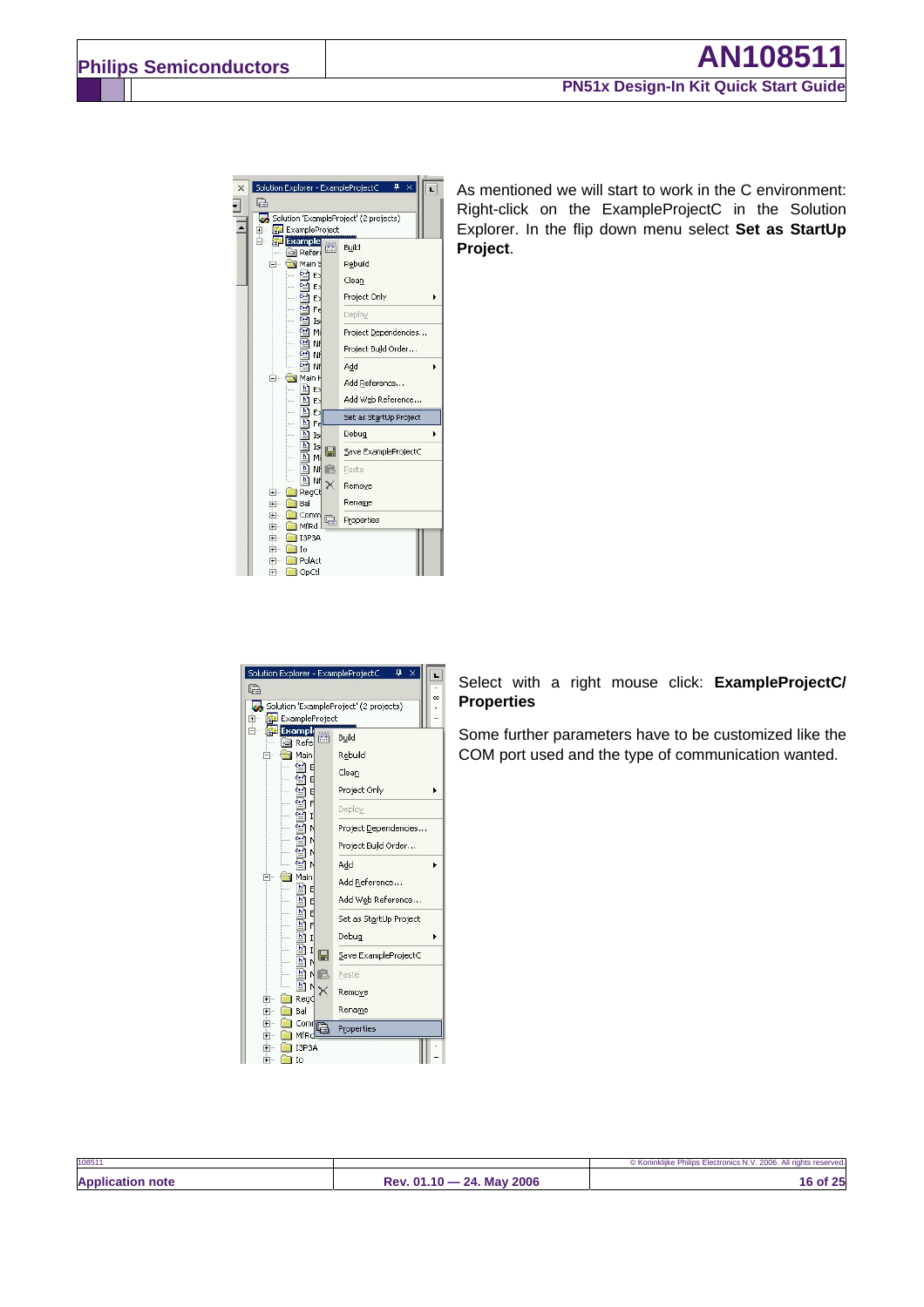As mentioned we will start to work in the C environment: Right-click on the ExampleProjectC in the Solution Explorer. In the flip down menu select **Set as StartUp Project**.

Select with a right mouse click: **ExampleProjectC/ Properties**

Some further parameters have to be customized like the COM port used and the type of communication wanted.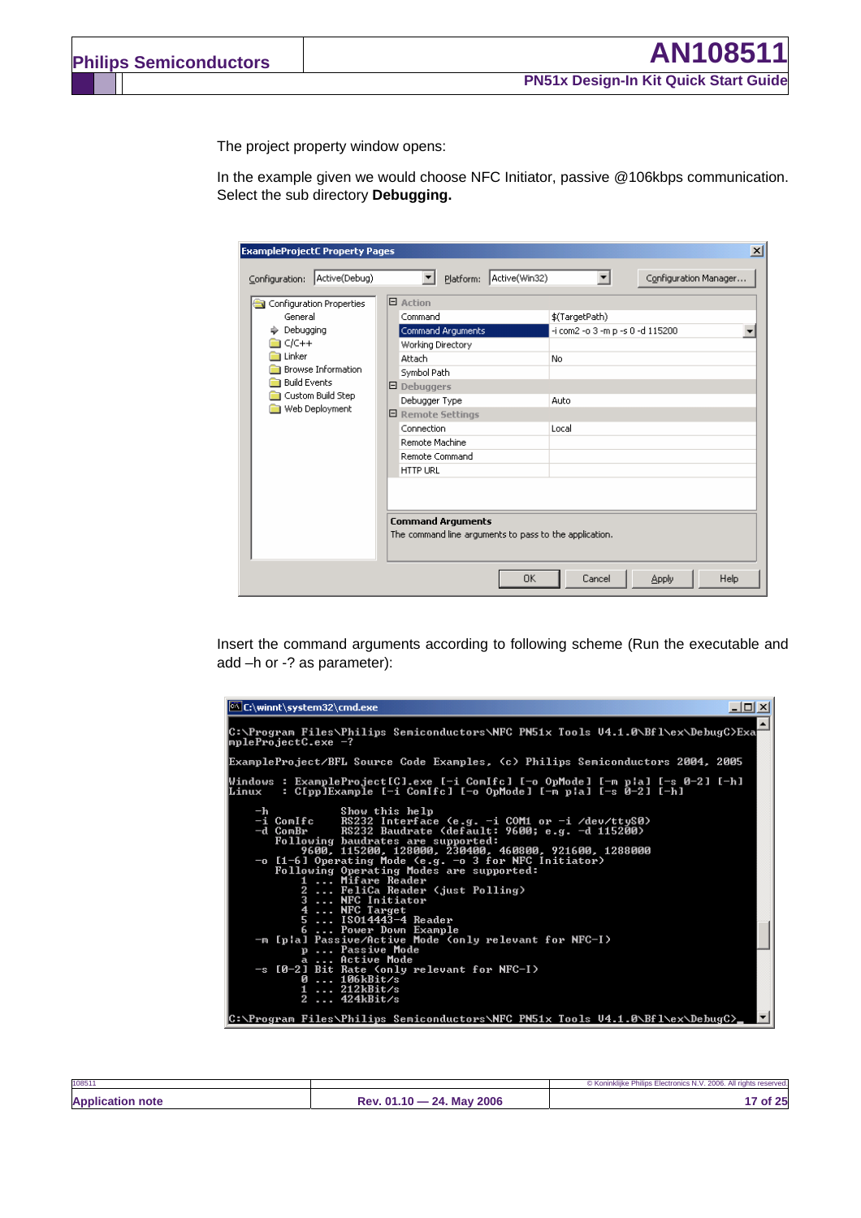The project property window opens:

In the example given we would choose NFC Initiator, passive @106kbps communication. Select the sub directory **Debugging.**

Insert the command arguments according to following scheme (Run the executable and add –h or -? as parameter):

```
C:\Program Files\Philips Semiconductors\NFC PN51x Tools V4.1.0\Bfl\ex\DebugC>ExampleProjectC.exe -?

ExampleProject/BFL Source Code Examples, (c) Philips Semiconductors 2004, 2005

Windows : ExampleProject[C].exe [-i ComIfc] [-o OpMode] [-m p|a] [-s 0-2] [-h]
Linux   : C[pp]Example [-i ComIfc] [-o OpMode] [-m p|a] [-s 0-2] [-h]

    -h          Show this help
    -i ComIfc   RS232 Interface (e.g. -i COM1 or -i /dev/ttyS0)
    -d ComBr    RS232 Baudrate (default: 9600; e.g. -d 115200)
       Following baudrates are supported:
           9600, 115200, 128000, 230400, 460800, 921600, 1288000
    -o [1-6] Operating Mode (e.g. -o 3 for NFC Initiator)
       Following Operating Modes are supported:
           1 ... Mifare Reader
           2 ... FeliCa Reader (just Polling)
           3 ... NFC Initiator
           4 ... NFC Target
           5 ... ISO14443-4 Reader
           6 ... Power Down Example
    -m [p|a] Passive/Active Mode (only relevant for NFC-I)
           p ... Passive Mode
           a ... Active Mode
    -s [0-2] Bit Rate (only relevant for NFC-I)
           0 ... 106kBit/s
           1 ... 212kBit/s
           2 ... 424kBit/s

C:\Program Files\Philips Semiconductors\NFC PN51x Tools V4.1.0\Bfl\ex\DebugC>
```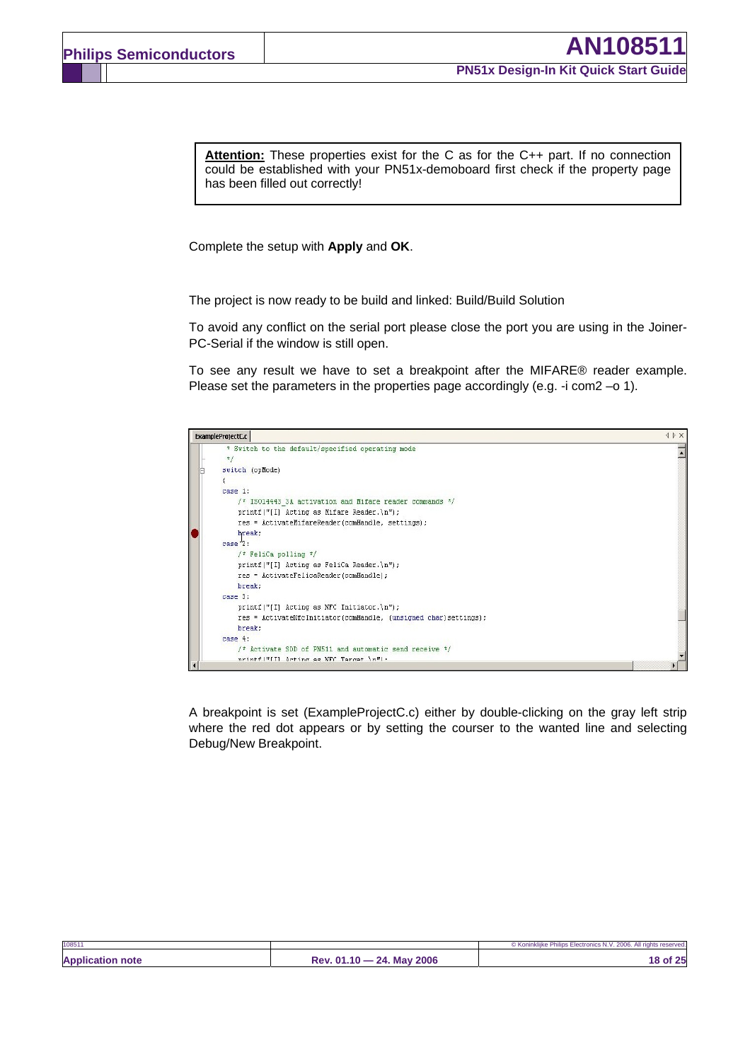**Attention:** These properties exist for the C as for the C++ part. If no connection could be established with your PN51x-demoboard first check if the property page has been filled out correctly!

Complete the setup with **Apply** and **OK**.

The project is now ready to be build and linked: Build/Build Solution

To avoid any conflict on the serial port please close the port you are using in the Joiner-PC-Serial if the window is still open.

To see any result we have to set a breakpoint after the MIFARE® reader example. Please set the parameters in the properties page accordingly (e.g. -i com2 –o 1).

```
ExampleProjectC.c
     * Switch to the default/specified operating mode
     */
    switch (opMode)
    {
    case 1:
        /* ISO14443_3A activation and Mifare reader commands */
        printf("[I] Acting as Mifare Reader.\n");
        res = ActivateMifareReader(comHandle, settings);
        break;
    case 2:
        /* FeliCa polling */
        printf("[I] Acting as FeliCa Reader.\n");
        res = ActivateFelicaReader(comHandle);
        break;
    case 3:
        printf("[I] Acting as NFC Initiator.\n");
        res = ActivateNfcInitiator(comHandle, (unsigned char)settings);
        break;
    case 4:
        /* Activate SDD of PN511 and automatic send receive */
        printf("[I] Acting as NFC Target.\n");
```

A breakpoint is set (ExampleProjectC.c) either by double-clicking on the gray left strip where the red dot appears or by setting the courser to the wanted line and selecting Debug/New Breakpoint.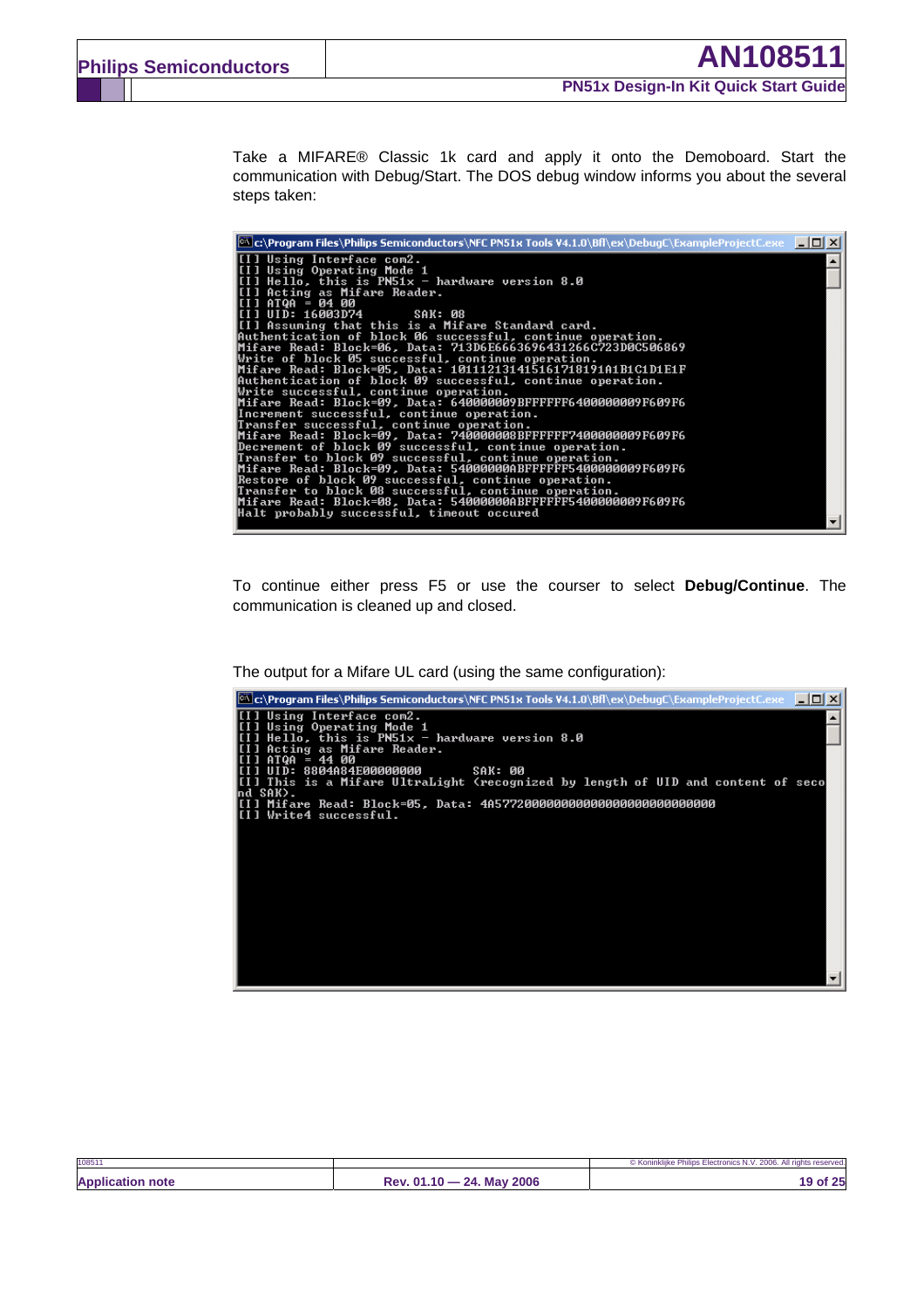Take a MIFARE® Classic 1k card and apply it onto the Demoboard. Start the communication with Debug/Start. The DOS debug window informs you about the several steps taken:

```
c:\Program Files\Philips Semiconductors\NFC PN51x Tools V4.1.0\Bfl\ex\DebugC\ExampleProjectC.exe
[I] Using Interface com2.
[I] Using Operating Mode 1
[I] Hello, this is PN51x - hardware version 8.0
[I] Acting as Mifare Reader.
[I] ATQA = 04 00
[I] UID: 16003D74        SAK: 08
[I] Assuming that this is a Mifare Standard card.
Authentication of block 06 successful, continue operation.
Mifare Read: Block=06, Data: 713D6E6663696431266C723D0C506869
Write of block 05 successful, continue operation.
Mifare Read: Block=05, Data: 101112131415161718191A1B1C1D1E1F
Authentication of block 09 successful, continue operation.
Write successful, continue operation.
Mifare Read: Block=09, Data: 6400000009BFFFFFF6400000009F609F6
Increment successful, continue operation.
Transfer successful, continue operation.
Mifare Read: Block=09, Data: 7400000008BFFFFFF7400000009F609F6
Decrement of block 09 successful, continue operation.
Transfer to block 09 successful, continue operation.
Mifare Read: Block=09, Data: 54000000ABFFFFFF5400000009F609F6
Restore of block 09 successful, continue operation.
Transfer to block 08 successful, continue operation.
Mifare Read: Block=08, Data: 54000000ABFFFFFF5400000009F609F6
Halt probably successful, timeout occured
```

To continue either press F5 or use the courser to select **Debug/Continue**. The communication is cleaned up and closed.

The output for a Mifare UL card (using the same configuration):

```
c:\Program Files\Philips Semiconductors\NFC PN51x Tools V4.1.0\Bfl\ex\DebugC\ExampleProjectC.exe
[I] Using Interface com2.
[I] Using Operating Mode 1
[I] Hello, this is PN51x - hardware version 8.0
[I] Acting as Mifare Reader.
[I] ATQA = 44 00
[I] UID: 8804A84E00000000        SAK: 00
[I] This is a Mifare UltraLight (recognized by length of UID and content of second SAK).
[I] Mifare Read: Block=05, Data: 4A577200000000000000000000000000
[I] Write4 successful.
```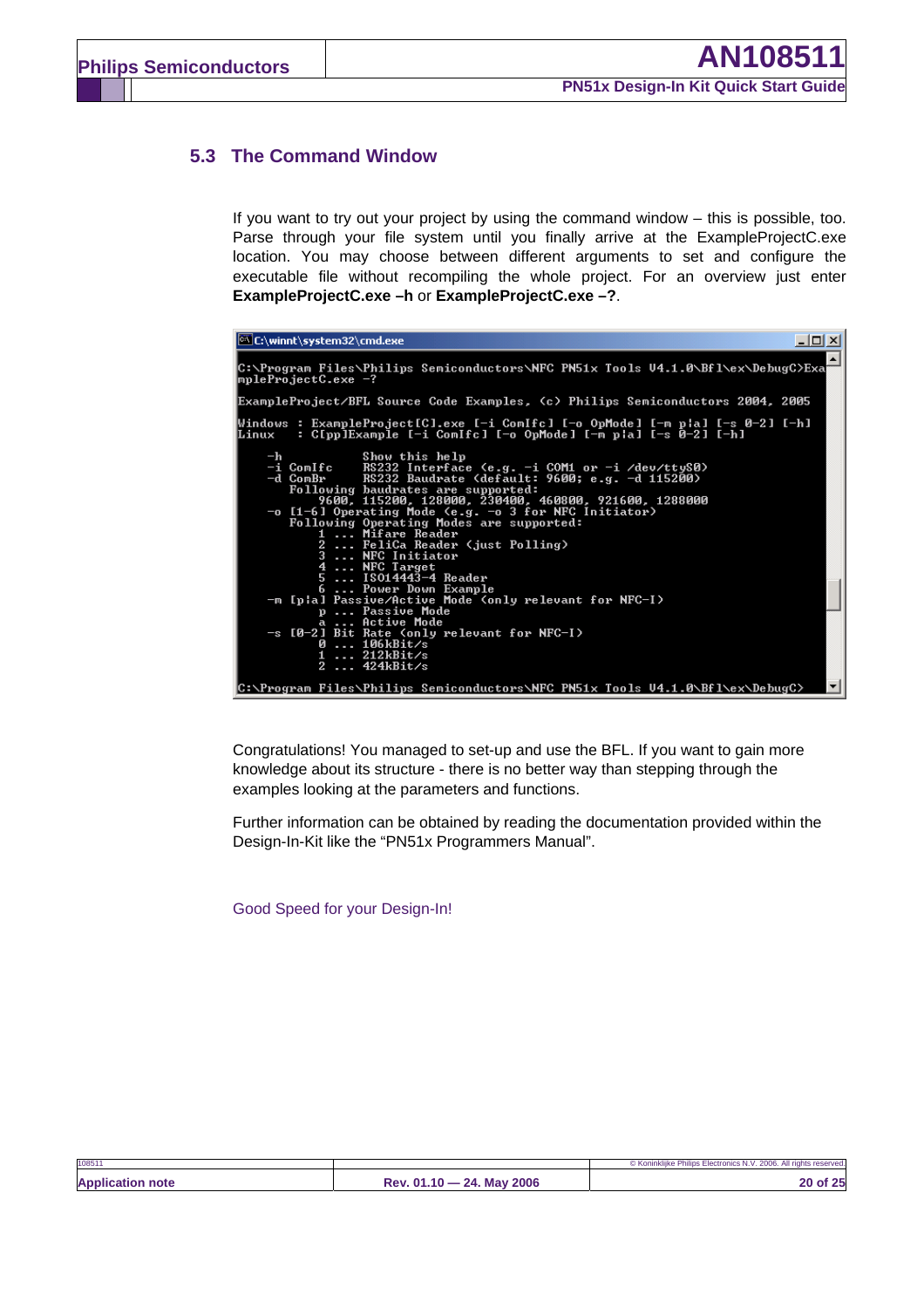## 5.3 The Command Window

If you want to try out your project by using the command window – this is possible, too. Parse through your file system until you finally arrive at the ExampleProjectC.exe location. You may choose between different arguments to set and configure the executable file without recompiling the whole project. For an overview just enter **ExampleProjectC.exe –h** or **ExampleProjectC.exe –?**.

```
C:\winnt\system32\cmd.exe

C:\Program Files\Philips Semiconductors\NFC PN51x Tools V4.1.0\Bfl\ex\DebugC>ExampleProjectC.exe -?

ExampleProject/BFL Source Code Examples, (c) Philips Semiconductors 2004, 2005

Windows : ExampleProject[C].exe [-i ComIfc] [-o OpMode] [-m p|a] [-s 0-2] [-h]
Linux   : C[pp]Example [-i ComIfc] [-o OpMode] [-m p|a] [-s 0-2] [-h]

    -h              Show this help
    -i ComIfc       RS232 Interface (e.g. -i COM1 or -i /dev/ttyS0)
    -d ComBr        RS232 Baudrate (default: 9600; e.g. -d 115200)
       Following baudrates are supported:
           9600, 115200, 128000, 230400, 460800, 921600, 1288000
    -o [1-6] Operating Mode (e.g. -o 3 for NFC Initiator)
       Following Operating Modes are supported:
           1 ... Mifare Reader
           2 ... FeliCa Reader (just Polling)
           3 ... NFC Initiator
           4 ... NFC Target
           5 ... ISO14443-4 Reader
           6 ... Power Down Example
    -m [p|a] Passive/Active Mode (only relevant for NFC-I)
           p ... Passive Mode
           a ... Active Mode
    -s [0-2] Bit Rate (only relevant for NFC-I)
           0 ... 106kBit/s
           1 ... 212kBit/s
           2 ... 424kBit/s

C:\Program Files\Philips Semiconductors\NFC PN51x Tools V4.1.0\Bfl\ex\DebugC>
```

Congratulations! You managed to set-up and use the BFL. If you want to gain more knowledge about its structure - there is no better way than stepping through the examples looking at the parameters and functions.

Further information can be obtained by reading the documentation provided within the Design-In-Kit like the "PN51x Programmers Manual".

Good Speed for your Design-In!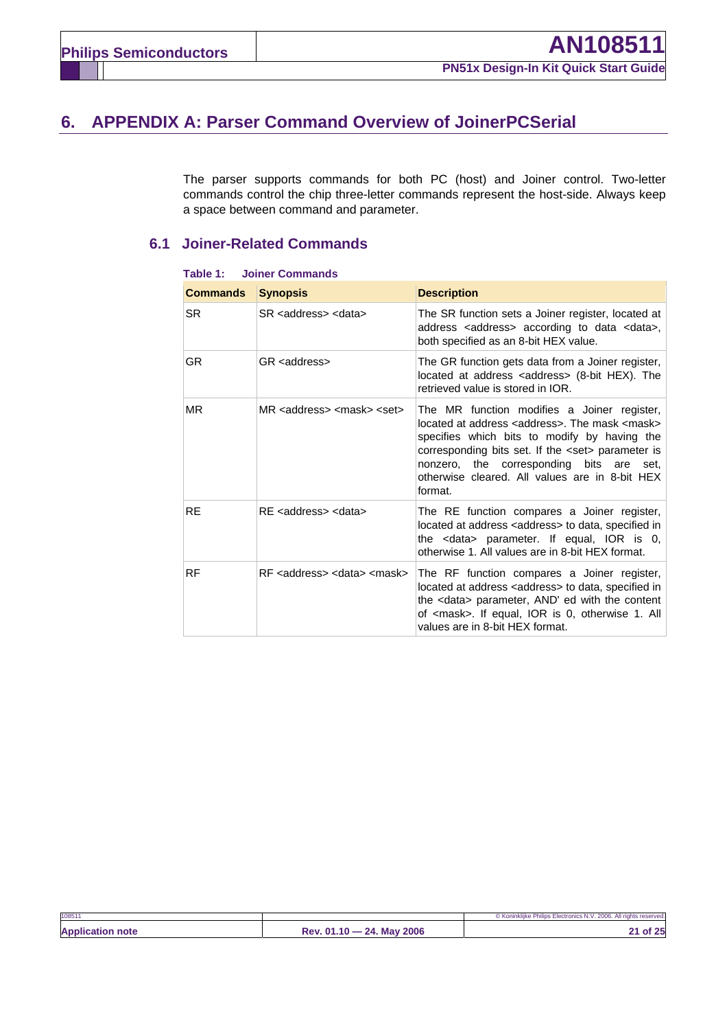# 6. APPENDIX A: Parser Command Overview of JoinerPCSerial

The parser supports commands for both PC (host) and Joiner control. Two-letter commands control the chip three-letter commands represent the host-side. Always keep a space between command and parameter.

## 6.1 Joiner-Related Commands

**Table 1: Joiner Commands**

| Commands | Synopsis | Description |
|---|---|---|
| SR | SR <address> <data> | The SR function sets a Joiner register, located at address <address> according to data <data>, both specified as an 8-bit HEX value. |
| GR | GR <address> | The GR function gets data from a Joiner register, located at address <address> (8-bit HEX). The retrieved value is stored in IOR. |
| MR | MR <address> <mask> <set> | The MR function modifies a Joiner register, located at address <address>. The mask <mask> specifies which bits to modify by having the corresponding bits set. If the <set> parameter is nonzero, the corresponding bits are set, otherwise cleared. All values are in 8-bit HEX format. |
| RE | RE <address> <data> | The RE function compares a Joiner register, located at address <address> to data, specified in the <data> parameter. If equal, IOR is 0, otherwise 1. All values are in 8-bit HEX format. |
| RF | RF <address> <data> <mask> | The RF function compares a Joiner register, located at address <address> to data, specified in the <data> parameter, AND' ed with the content of <mask>. If equal, IOR is 0, otherwise 1. All values are in 8-bit HEX format. |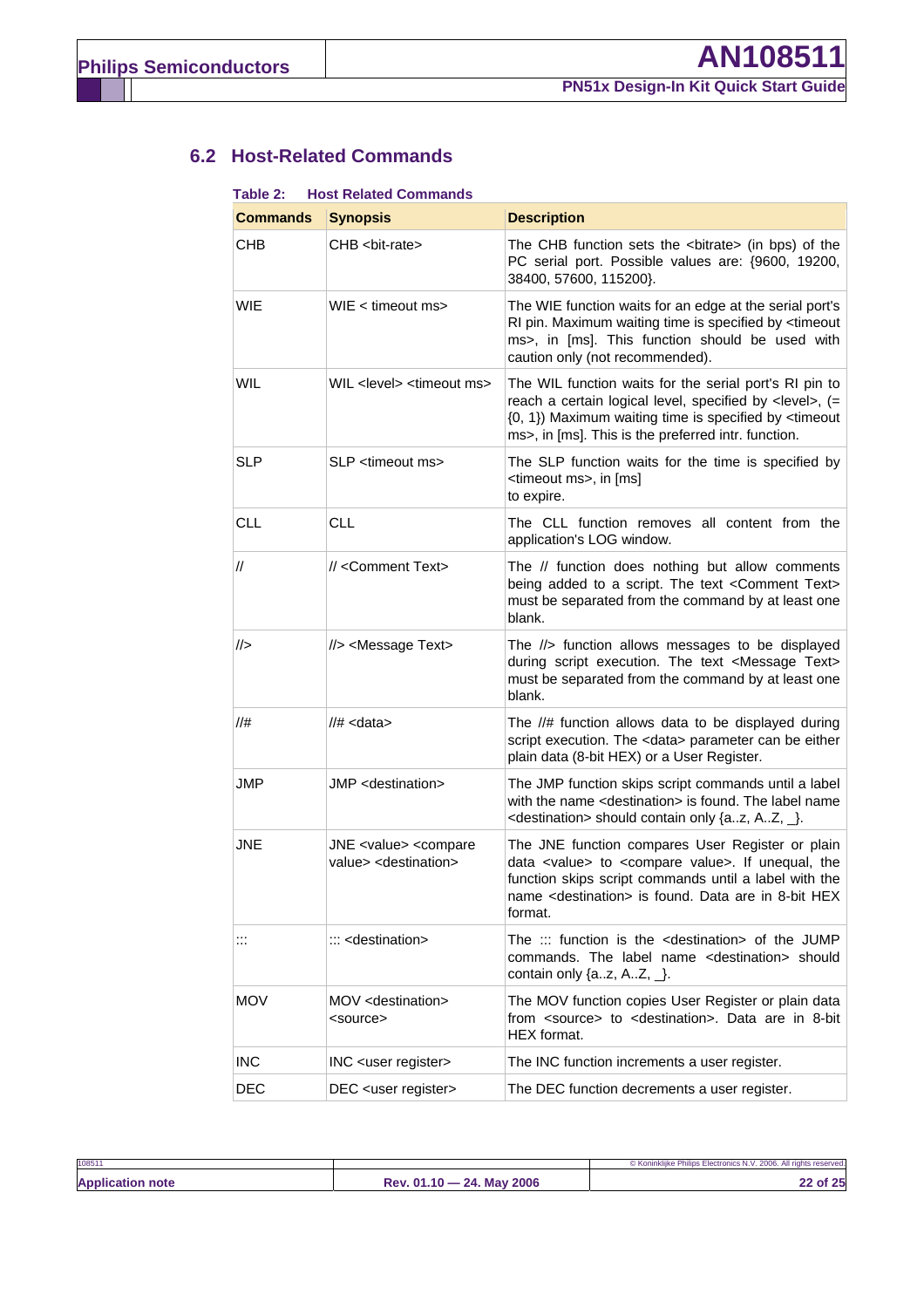## 6.2 Host-Related Commands

**Table 2: Host Related Commands**

| Commands | Synopsis | Description |
|---|---|---|
| CHB | CHB <bit-rate> | The CHB function sets the <bitrate> (in bps) of the PC serial port. Possible values are: {9600, 19200, 38400, 57600, 115200}. |
| WIE | WIE < timeout ms> | The WIE function waits for an edge at the serial port's RI pin. Maximum waiting time is specified by <timeout ms>, in [ms]. This function should be used with caution only (not recommended). |
| WIL | WIL <level> <timeout ms> | The WIL function waits for the serial port's RI pin to reach a certain logical level, specified by <level>, (= {0, 1}) Maximum waiting time is specified by <timeout ms>, in [ms]. This is the preferred intr. function. |
| SLP | SLP <timeout ms> | The SLP function waits for the time is specified by <timeout ms>, in [ms] to expire. |
| CLL | CLL | The CLL function removes all content from the application's LOG window. |
| // | // <Comment Text> | The // function does nothing but allow comments being added to a script. The text <Comment Text> must be separated from the command by at least one blank. |
| //> | //> <Message Text> | The //> function allows messages to be displayed during script execution. The text <Message Text> must be separated from the command by at least one blank. |
| //# | //# <data> | The //# function allows data to be displayed during script execution. The <data> parameter can be either plain data (8-bit HEX) or a User Register. |
| JMP | JMP <destination> | The JMP function skips script commands until a label with the name <destination> is found. The label name <destination> should contain only {a..z, A..Z, _}. |
| JNE | JNE <value> <compare value> <destination> | The JNE function compares User Register or plain data <value> to <compare value>. If unequal, the function skips script commands until a label with the name <destination> is found. Data are in 8-bit HEX format. |
| ::: | ::: <destination> | The ::: function is the <destination> of the JUMP commands. The label name <destination> should contain only {a..z, A..Z, _}. |
| MOV | MOV <destination> <source> | The MOV function copies User Register or plain data from <source> to <destination>. Data are in 8-bit HEX format. |
| INC | INC <user register> | The INC function increments a user register. |
| DEC | DEC <user register> | The DEC function decrements a user register. |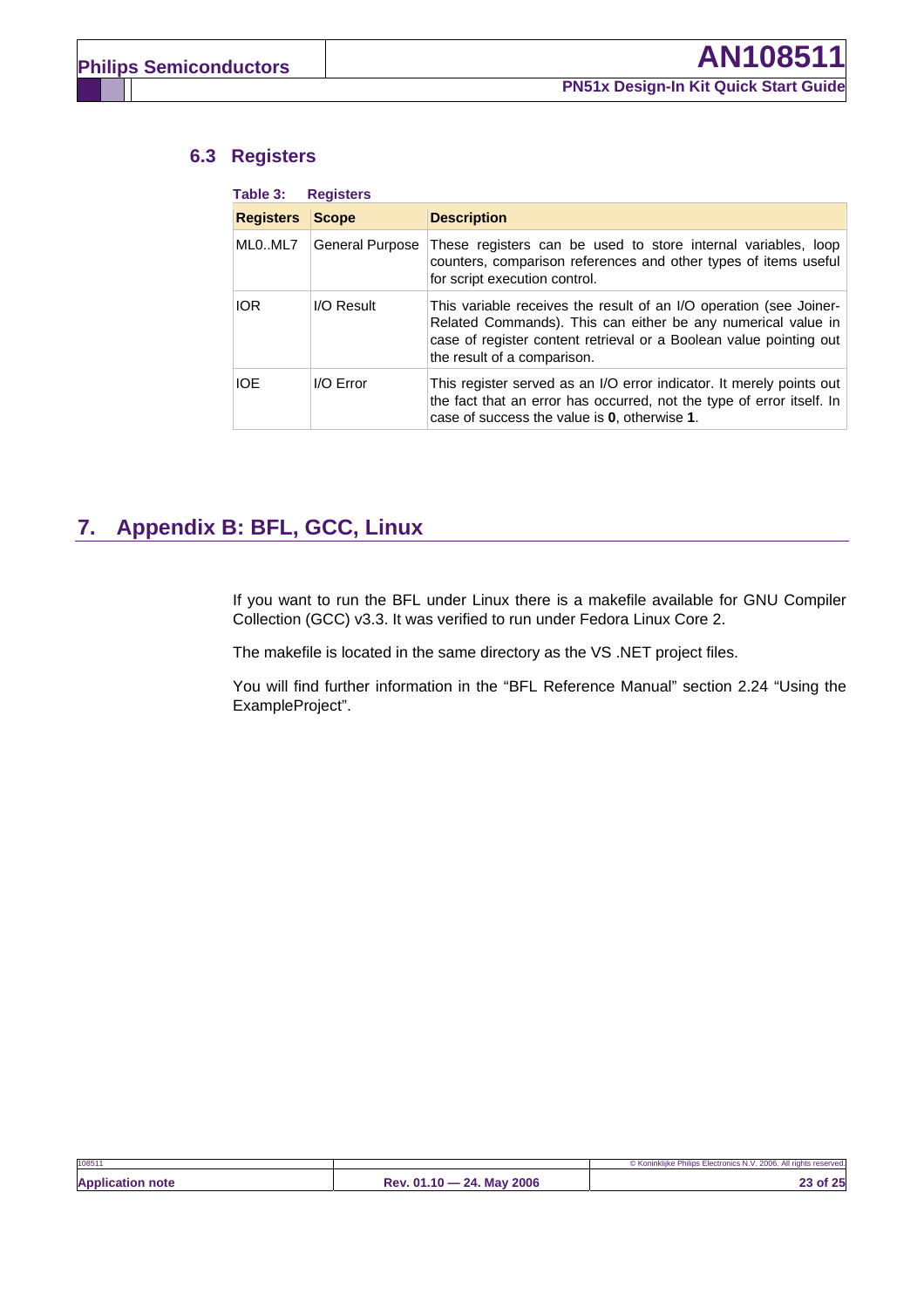### 6.3 Registers

**Table 3: Registers**

| Registers | Scope | Description |
|---|---|---|
| ML0..ML7 | General Purpose | These registers can be used to store internal variables, loop counters, comparison references and other types of items useful for script execution control. |
| IOR | I/O Result | This variable receives the result of an I/O operation (see Joiner-Related Commands). This can either be any numerical value in case of register content retrieval or a Boolean value pointing out the result of a comparison. |
| IOE | I/O Error | This register served as an I/O error indicator. It merely points out the fact that an error has occurred, not the type of error itself. In case of success the value is **0**, otherwise **1**. |

## 7. Appendix B: BFL, GCC, Linux

If you want to run the BFL under Linux there is a makefile available for GNU Compiler Collection (GCC) v3.3. It was verified to run under Fedora Linux Core 2.

The makefile is located in the same directory as the VS .NET project files.

You will find further information in the "BFL Reference Manual" section 2.24 "Using the ExampleProject".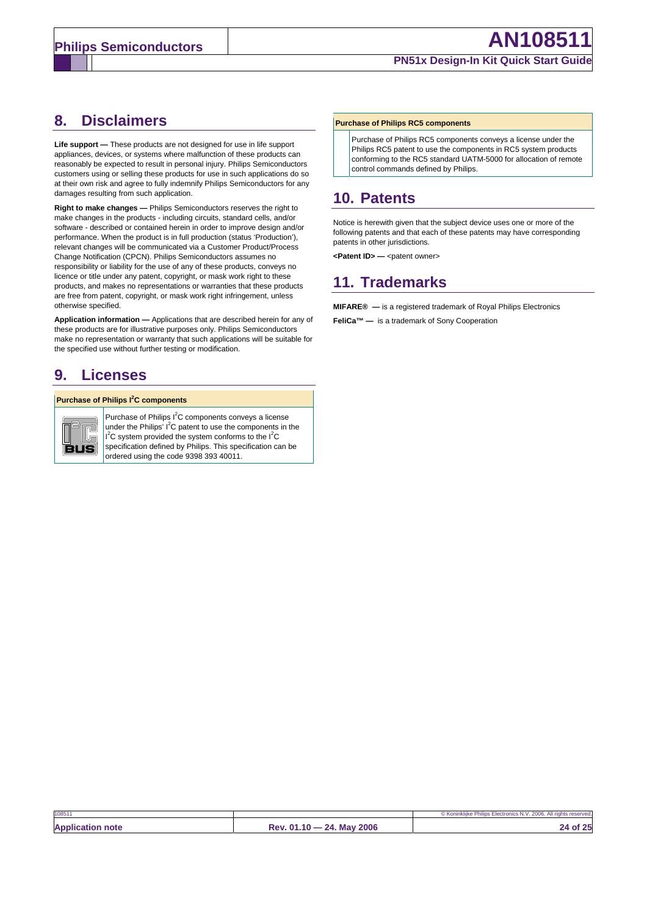## 8. Disclaimers

**Life support —** These products are not designed for use in life support appliances, devices, or systems where malfunction of these products can reasonably be expected to result in personal injury. Philips Semiconductors customers using or selling these products for use in such applications do so at their own risk and agree to fully indemnify Philips Semiconductors for any damages resulting from such application.

**Right to make changes —** Philips Semiconductors reserves the right to make changes in the products - including circuits, standard cells, and/or software - described or contained herein in order to improve design and/or performance. When the product is in full production (status 'Production'), relevant changes will be communicated via a Customer Product/Process Change Notification (CPCN). Philips Semiconductors assumes no responsibility or liability for the use of any of these products, conveys no licence or title under any patent, copyright, or mask work right to these products, and makes no representations or warranties that these products are free from patent, copyright, or mask work right infringement, unless otherwise specified.

**Application information —** Applications that are described herein for any of these products are for illustrative purposes only. Philips Semiconductors make no representation or warranty that such applications will be suitable for the specified use without further testing or modification.

## 9. Licenses

**Purchase of Philips $I^2C$ components**

Purchase of Philips $I^2C$ components conveys a license under the Philips' $I^2C$ patent to use the components in the $I^2C$ system provided the system conforms to the $I^2C$ specification defined by Philips. This specification can be ordered using the code 9398 393 40011.

**Purchase of Philips RC5 components**

Purchase of Philips RC5 components conveys a license under the Philips RC5 patent to use the components in RC5 system products conforming to the RC5 standard UATM-5000 for allocation of remote control commands defined by Philips.

## 10. Patents

Notice is herewith given that the subject device uses one or more of the following patents and that each of these patents may have corresponding patents in other jurisdictions.

**<Patent ID> —** <patent owner>

## 11. Trademarks

**MIFARE® —** is a registered trademark of Royal Philips Electronics

**FeliCa™ —** is a trademark of Sony Cooperation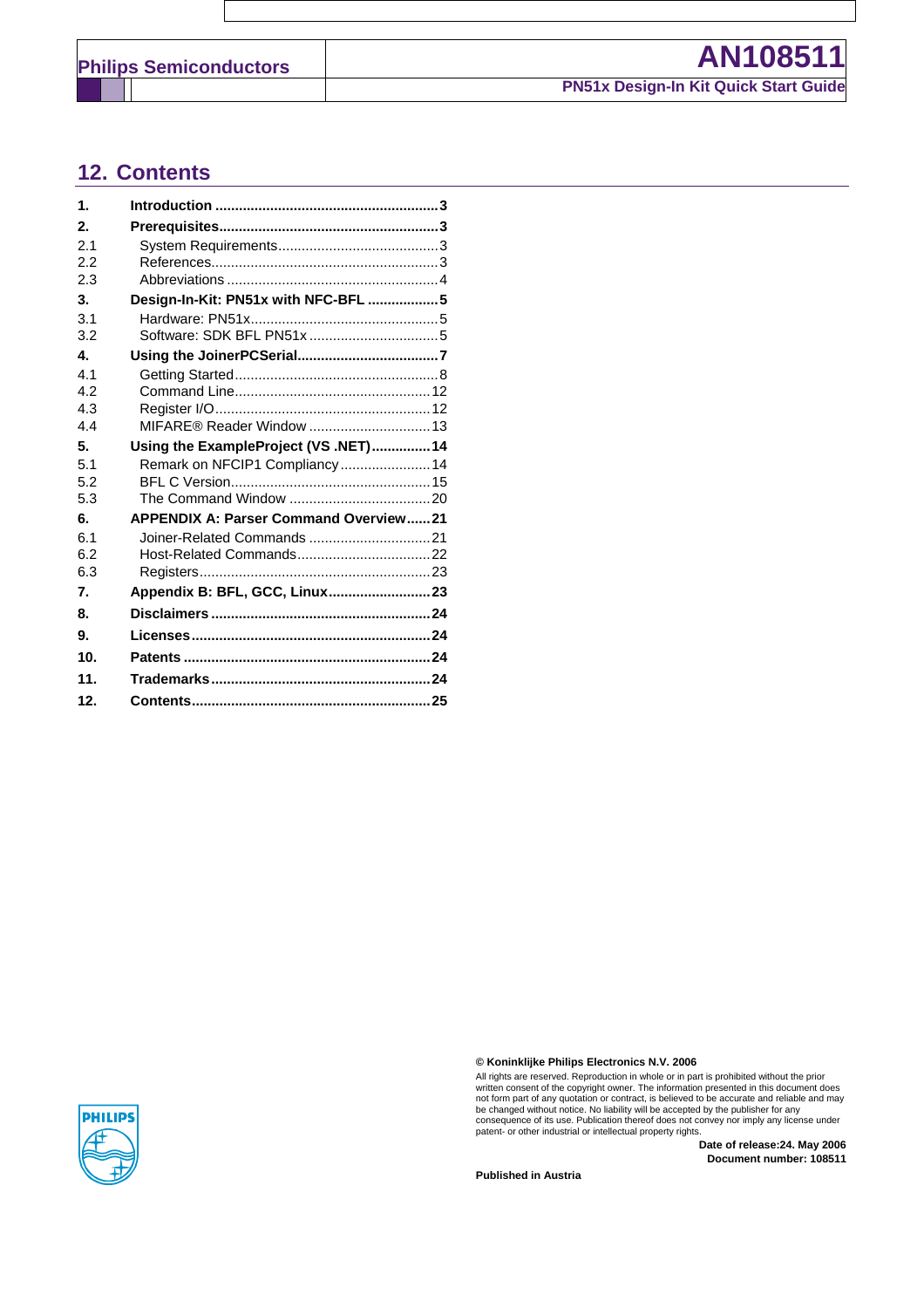## 12. Contents

| | | |
|---|---|---|
| **1.** | **Introduction** | **3** |
| **2.** | **Prerequisites** | **3** |
| 2.1 | System Requirements | 3 |
| 2.2 | References | 3 |
| 2.3 | Abbreviations | 4 |
| **3.** | **Design-In-Kit: PN51x with NFC-BFL** | **5** |
| 3.1 | Hardware: PN51x | 5 |
| 3.2 | Software: SDK BFL PN51x | 5 |
| **4.** | **Using the JoinerPCSerial** | **7** |
| 4.1 | Getting Started | 8 |
| 4.2 | Command Line | 12 |
| 4.3 | Register I/O | 12 |
| 4.4 | MIFARE® Reader Window | 13 |
| **5.** | **Using the ExampleProject (VS .NET)** | **14** |
| 5.1 | Remark on NFCIP1 Compliancy | 14 |
| 5.2 | BFL C Version | 15 |
| 5.3 | The Command Window | 20 |
| **6.** | **APPENDIX A: Parser Command Overview** | **21** |
| 6.1 | Joiner-Related Commands | 21 |
| 6.2 | Host-Related Commands | 22 |
| 6.3 | Registers | 23 |
| **7.** | **Appendix B: BFL, GCC, Linux** | **23** |
| **8.** | **Disclaimers** | **24** |
| **9.** | **Licenses** | **24** |
| **10.** | **Patents** | **24** |
| **11.** | **Trademarks** | **24** |
| **12.** | **Contents** | **25** |

**© Koninklijke Philips Electronics N.V. 2006**

All rights are reserved. Reproduction in whole or in part is prohibited without the prior written consent of the copyright owner. The information presented in this document does not form part of any quotation or contract, is believed to be accurate and reliable and may be changed without notice. No liability will be accepted by the publisher for any consequence of its use. Publication thereof does not convey nor imply any license under patent- or other industrial or intellectual property rights.

**Date of release:24. May 2006**

**Document number: 108511**

**Published in Austria**